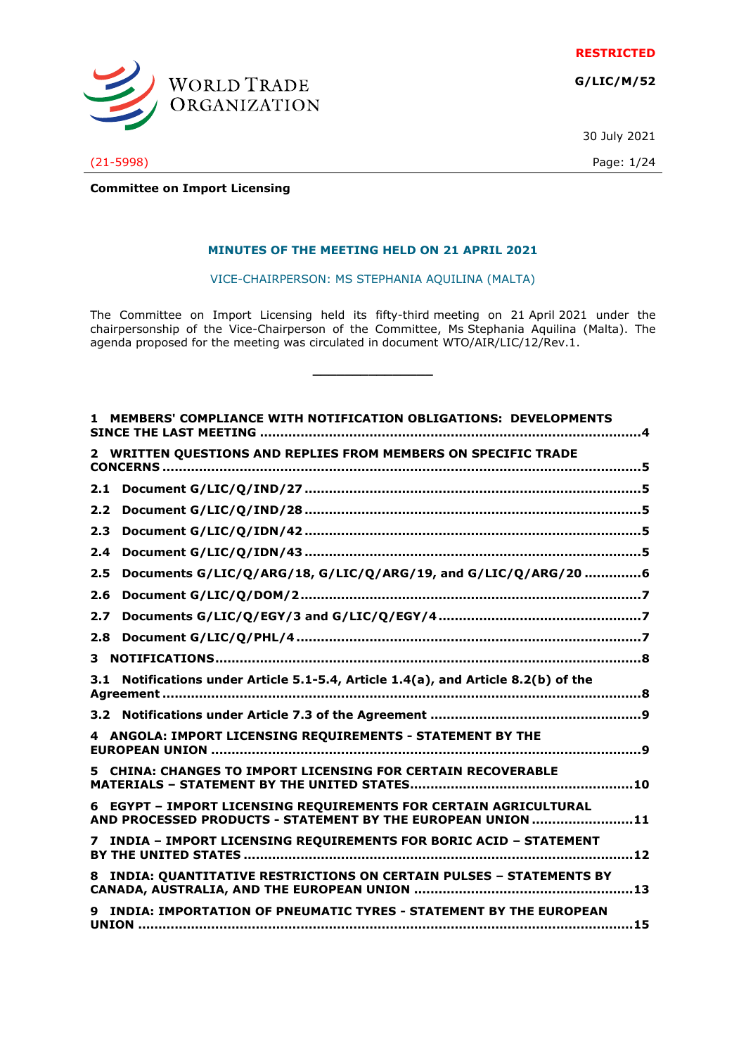RESTRICTED

G/LIC/M/52

30 July 2021

(21-5998)

**Committee on Import Licensing**

## MINUTES OF THE MEETING HELD ON 21 APRIL 2021

VICE-CHAIRPERSON: MS STEPHANIA AQUILINA (MALTA)

The Committee on Import Licensing held its fifty-third meeting on 21 April 2021 under the chairpersonship of the Vice-Chairperson of the Committee, Ms Stephania Aquilina (Malta). The agenda proposed for the meeting was circulated in document WTO/AIR/LIC/12/Rev.1.

______________

**1 MEMBERS' COMPLIANCE WITH NOTIFICATION OBLIGATIONS: DEVELOPMENTS SINCE THE LAST MEETING** .......................... 4

**2 WRITTEN QUESTIONS AND REPLIES FROM MEMBERS ON SPECIFIC TRADE CONCERNS** .......................... 5

**2.1 Document G/LIC/Q/IND/27** .......................... 5

**2.2 Document G/LIC/Q/IND/28** .......................... 5

**2.3 Document G/LIC/Q/IDN/42** .......................... 5

**2.4 Document G/LIC/Q/IDN/43** .......................... 5

**2.5 Documents G/LIC/Q/ARG/18, G/LIC/Q/ARG/19, and G/LIC/Q/ARG/20** .......................... 6

**2.6 Document G/LIC/Q/DOM/2** .......................... 7

**2.7 Documents G/LIC/Q/EGY/3 and G/LIC/Q/EGY/4** .......................... 7

**2.8 Document G/LIC/Q/PHL/4** .......................... 7

**3 NOTIFICATIONS** .......................... 8

**3.1 Notifications under Article 5.1-5.4, Article 1.4(a), and Article 8.2(b) of the Agreement** .......................... 8

**3.2 Notifications under Article 7.3 of the Agreement** .......................... 9

**4 ANGOLA: IMPORT LICENSING REQUIREMENTS - STATEMENT BY THE EUROPEAN UNION** .......................... 9

**5 CHINA: CHANGES TO IMPORT LICENSING FOR CERTAIN RECOVERABLE MATERIALS – STATEMENT BY THE UNITED STATES** .......................... 10

**6 EGYPT – IMPORT LICENSING REQUIREMENTS FOR CERTAIN AGRICULTURAL AND PROCESSED PRODUCTS - STATEMENT BY THE EUROPEAN UNION** .......................... 11

**7 INDIA – IMPORT LICENSING REQUIREMENTS FOR BORIC ACID – STATEMENT BY THE UNITED STATES** .......................... 12

**8 INDIA: QUANTITATIVE RESTRICTIONS ON CERTAIN PULSES – STATEMENTS BY CANADA, AUSTRALIA, AND THE EUROPEAN UNION** .......................... 13

**9 INDIA: IMPORTATION OF PNEUMATIC TYRES - STATEMENT BY THE EUROPEAN UNION** .......................... 15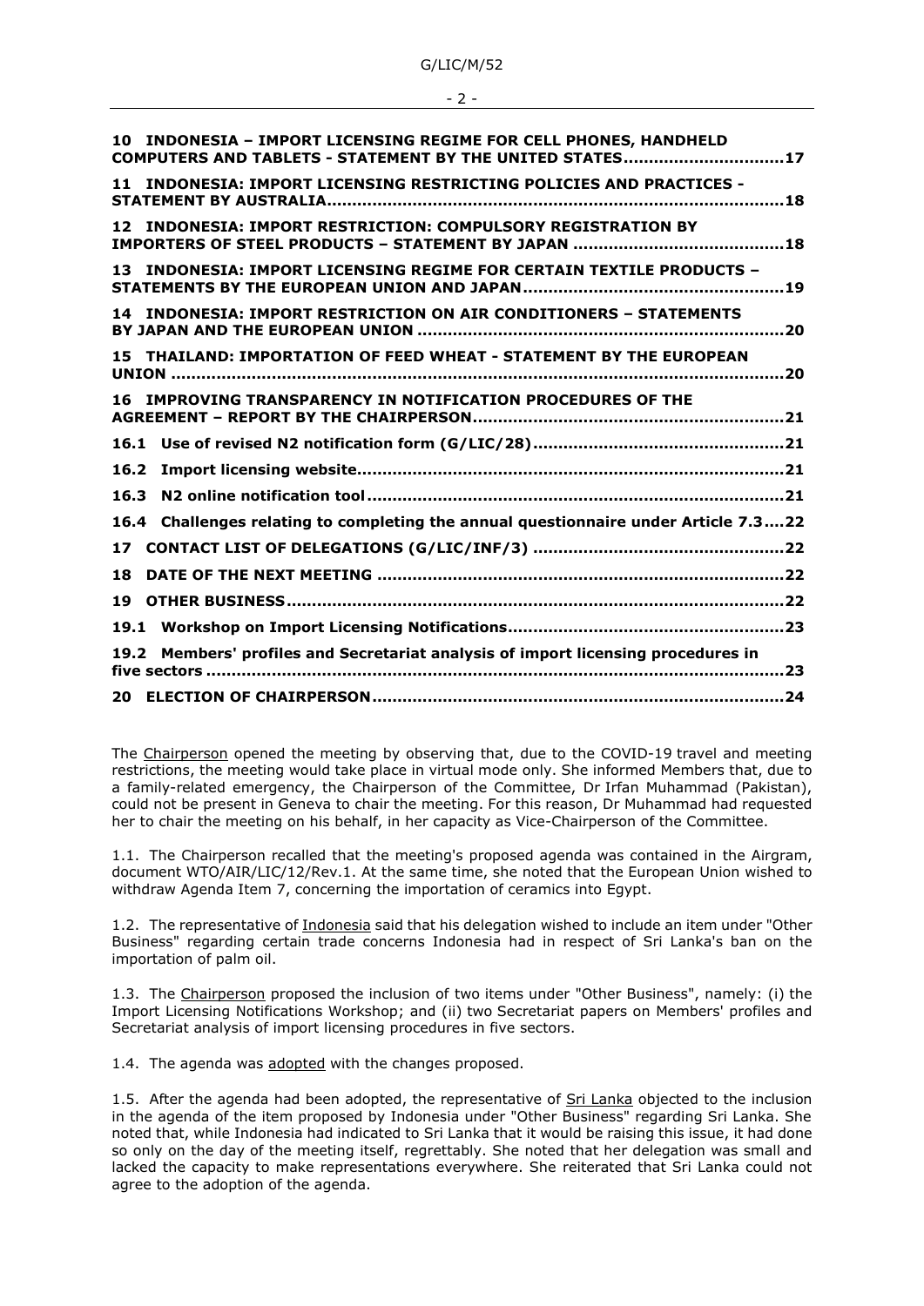**10 INDONESIA – IMPORT LICENSING REGIME FOR CELL PHONES, HANDHELD COMPUTERS AND TABLETS - STATEMENT BY THE UNITED STATES ............................... 17**

**11 INDONESIA: IMPORT LICENSING RESTRICTING POLICIES AND PRACTICES - STATEMENT BY AUSTRALIA .......................................................................................... 18**

**12 INDONESIA: IMPORT RESTRICTION: COMPULSORY REGISTRATION BY IMPORTERS OF STEEL PRODUCTS – STATEMENT BY JAPAN ......................................... 18**

**13 INDONESIA: IMPORT LICENSING REGIME FOR CERTAIN TEXTILE PRODUCTS – STATEMENTS BY THE EUROPEAN UNION AND JAPAN .................................................... 19**

**14 INDONESIA: IMPORT RESTRICTION ON AIR CONDITIONERS – STATEMENTS BY JAPAN AND THE EUROPEAN UNION ....................................................................... 20**

**15 THAILAND: IMPORTATION OF FEED WHEAT - STATEMENT BY THE EUROPEAN UNION ......................................................................................................................... 20**

**16 IMPROVING TRANSPARENCY IN NOTIFICATION PROCEDURES OF THE AGREEMENT – REPORT BY THE CHAIRPERSON ............................................................ 21**

**16.1 Use of revised N2 notification form (G/LIC/28) ................................................. 21**

**16.2 Import licensing website .................................................................................... 21**

**16.3 N2 online notification tool .................................................................................. 21**

**16.4 Challenges relating to completing the annual questionnaire under Article 7.3 .... 22**

**17 CONTACT LIST OF DELEGATIONS (G/LIC/INF/3) ................................................. 22**

**18 DATE OF THE NEXT MEETING ............................................................................... 22**

**19 OTHER BUSINESS .................................................................................................. 22**

**19.1 Workshop on Import Licensing Notifications ...................................................... 23**

**19.2 Members' profiles and Secretariat analysis of import licensing procedures in five sectors ................................................................................................................. 23**

**20 ELECTION OF CHAIRPERSON ................................................................................ 24**

The Chairperson opened the meeting by observing that, due to the COVID-19 travel and meeting restrictions, the meeting would take place in virtual mode only. She informed Members that, due to a family-related emergency, the Chairperson of the Committee, Dr Irfan Muhammad (Pakistan), could not be present in Geneva to chair the meeting. For this reason, Dr Muhammad had requested her to chair the meeting on his behalf, in her capacity as Vice-Chairperson of the Committee.

1.1. The Chairperson recalled that the meeting's proposed agenda was contained in the Airgram, document WTO/AIR/LIC/12/Rev.1. At the same time, she noted that the European Union wished to withdraw Agenda Item 7, concerning the importation of ceramics into Egypt.

1.2. The representative of Indonesia said that his delegation wished to include an item under "Other Business" regarding certain trade concerns Indonesia had in respect of Sri Lanka's ban on the importation of palm oil.

1.3. The Chairperson proposed the inclusion of two items under "Other Business", namely: (i) the Import Licensing Notifications Workshop; and (ii) two Secretariat papers on Members' profiles and Secretariat analysis of import licensing procedures in five sectors.

1.4. The agenda was adopted with the changes proposed.

1.5. After the agenda had been adopted, the representative of Sri Lanka objected to the inclusion in the agenda of the item proposed by Indonesia under "Other Business" regarding Sri Lanka. She noted that, while Indonesia had indicated to Sri Lanka that it would be raising this issue, it had done so only on the day of the meeting itself, regrettably. She noted that her delegation was small and lacked the capacity to make representations everywhere. She reiterated that Sri Lanka could not agree to the adoption of the agenda.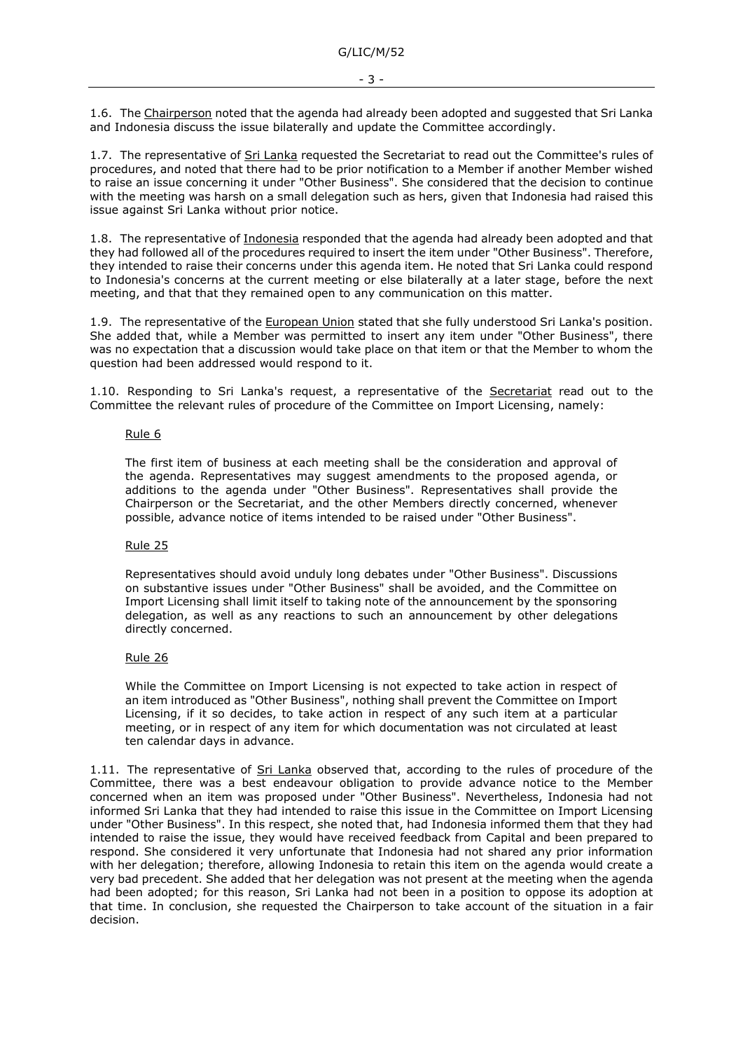1.6. The Chairperson noted that the agenda had already been adopted and suggested that Sri Lanka and Indonesia discuss the issue bilaterally and update the Committee accordingly.

1.7. The representative of Sri Lanka requested the Secretariat to read out the Committee's rules of procedures, and noted that there had to be prior notification to a Member if another Member wished to raise an issue concerning it under "Other Business". She considered that the decision to continue with the meeting was harsh on a small delegation such as hers, given that Indonesia had raised this issue against Sri Lanka without prior notice.

1.8. The representative of Indonesia responded that the agenda had already been adopted and that they had followed all of the procedures required to insert the item under "Other Business". Therefore, they intended to raise their concerns under this agenda item. He noted that Sri Lanka could respond to Indonesia's concerns at the current meeting or else bilaterally at a later stage, before the next meeting, and that that they remained open to any communication on this matter.

1.9. The representative of the European Union stated that she fully understood Sri Lanka's position. She added that, while a Member was permitted to insert any item under "Other Business", there was no expectation that a discussion would take place on that item or that the Member to whom the question had been addressed would respond to it.

1.10. Responding to Sri Lanka's request, a representative of the Secretariat read out to the Committee the relevant rules of procedure of the Committee on Import Licensing, namely:

Rule 6

The first item of business at each meeting shall be the consideration and approval of the agenda. Representatives may suggest amendments to the proposed agenda, or additions to the agenda under "Other Business". Representatives shall provide the Chairperson or the Secretariat, and the other Members directly concerned, whenever possible, advance notice of items intended to be raised under "Other Business".

Rule 25

Representatives should avoid unduly long debates under "Other Business". Discussions on substantive issues under "Other Business" shall be avoided, and the Committee on Import Licensing shall limit itself to taking note of the announcement by the sponsoring delegation, as well as any reactions to such an announcement by other delegations directly concerned.

Rule 26

While the Committee on Import Licensing is not expected to take action in respect of an item introduced as "Other Business", nothing shall prevent the Committee on Import Licensing, if it so decides, to take action in respect of any such item at a particular meeting, or in respect of any item for which documentation was not circulated at least ten calendar days in advance.

1.11. The representative of Sri Lanka observed that, according to the rules of procedure of the Committee, there was a best endeavour obligation to provide advance notice to the Member concerned when an item was proposed under "Other Business". Nevertheless, Indonesia had not informed Sri Lanka that they had intended to raise this issue in the Committee on Import Licensing under "Other Business". In this respect, she noted that, had Indonesia informed them that they had intended to raise the issue, they would have received feedback from Capital and been prepared to respond. She considered it very unfortunate that Indonesia had not shared any prior information with her delegation; therefore, allowing Indonesia to retain this item on the agenda would create a very bad precedent. She added that her delegation was not present at the meeting when the agenda had been adopted; for this reason, Sri Lanka had not been in a position to oppose its adoption at that time. In conclusion, she requested the Chairperson to take account of the situation in a fair decision.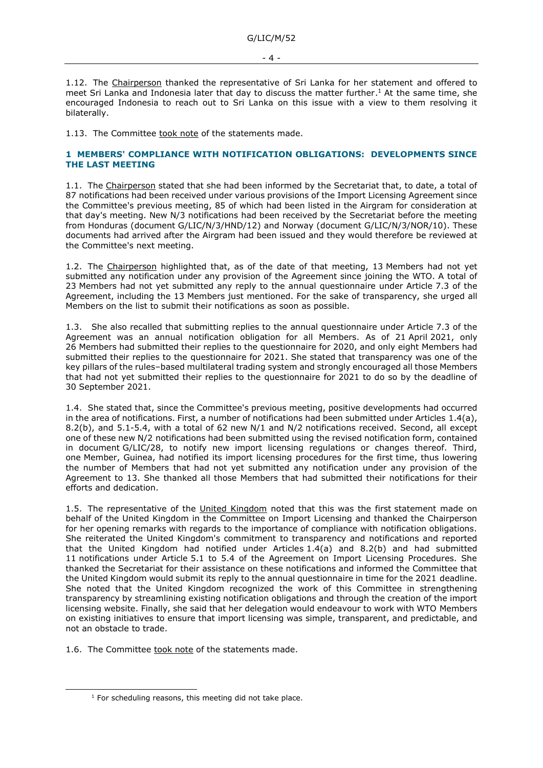1.12. The Chairperson thanked the representative of Sri Lanka for her statement and offered to meet Sri Lanka and Indonesia later that day to discuss the matter further.[1] At the same time, she encouraged Indonesia to reach out to Sri Lanka on this issue with a view to them resolving it bilaterally.

1.13. The Committee took note of the statements made.

## 1 MEMBERS' COMPLIANCE WITH NOTIFICATION OBLIGATIONS: DEVELOPMENTS SINCE THE LAST MEETING

1.1. The Chairperson stated that she had been informed by the Secretariat that, to date, a total of 87 notifications had been received under various provisions of the Import Licensing Agreement since the Committee's previous meeting, 85 of which had been listed in the Airgram for consideration at that day's meeting. New N/3 notifications had been received by the Secretariat before the meeting from Honduras (document G/LIC/N/3/HND/12) and Norway (document G/LIC/N/3/NOR/10). These documents had arrived after the Airgram had been issued and they would therefore be reviewed at the Committee's next meeting.

1.2. The Chairperson highlighted that, as of the date of that meeting, 13 Members had not yet submitted any notification under any provision of the Agreement since joining the WTO. A total of 23 Members had not yet submitted any reply to the annual questionnaire under Article 7.3 of the Agreement, including the 13 Members just mentioned. For the sake of transparency, she urged all Members on the list to submit their notifications as soon as possible.

1.3. She also recalled that submitting replies to the annual questionnaire under Article 7.3 of the Agreement was an annual notification obligation for all Members. As of 21 April 2021, only 26 Members had submitted their replies to the questionnaire for 2020, and only eight Members had submitted their replies to the questionnaire for 2021. She stated that transparency was one of the key pillars of the rules–based multilateral trading system and strongly encouraged all those Members that had not yet submitted their replies to the questionnaire for 2021 to do so by the deadline of 30 September 2021.

1.4. She stated that, since the Committee's previous meeting, positive developments had occurred in the area of notifications. First, a number of notifications had been submitted under Articles 1.4(a), 8.2(b), and 5.1-5.4, with a total of 62 new N/1 and N/2 notifications received. Second, all except one of these new N/2 notifications had been submitted using the revised notification form, contained in document G/LIC/28, to notify new import licensing regulations or changes thereof. Third, one Member, Guinea, had notified its import licensing procedures for the first time, thus lowering the number of Members that had not yet submitted any notification under any provision of the Agreement to 13. She thanked all those Members that had submitted their notifications for their efforts and dedication.

1.5. The representative of the United Kingdom noted that this was the first statement made on behalf of the United Kingdom in the Committee on Import Licensing and thanked the Chairperson for her opening remarks with regards to the importance of compliance with notification obligations. She reiterated the United Kingdom's commitment to transparency and notifications and reported that the United Kingdom had notified under Articles 1.4(a) and 8.2(b) and had submitted 11 notifications under Article 5.1 to 5.4 of the Agreement on Import Licensing Procedures. She thanked the Secretariat for their assistance on these notifications and informed the Committee that the United Kingdom would submit its reply to the annual questionnaire in time for the 2021 deadline. She noted that the United Kingdom recognized the work of this Committee in strengthening transparency by streamlining existing notification obligations and through the creation of the import licensing website. Finally, she said that her delegation would endeavour to work with WTO Members on existing initiatives to ensure that import licensing was simple, transparent, and predictable, and not an obstacle to trade.

1.6. The Committee took note of the statements made.

[1] For scheduling reasons, this meeting did not take place.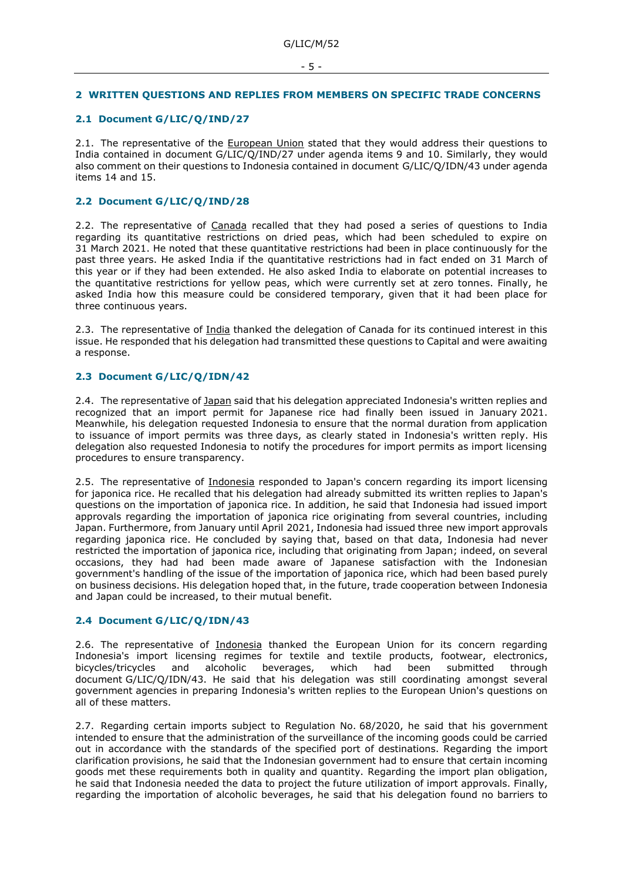## 2 WRITTEN QUESTIONS AND REPLIES FROM MEMBERS ON SPECIFIC TRADE CONCERNS

### 2.1 Document G/LIC/Q/IND/27

2.1. The representative of the European Union stated that they would address their questions to India contained in document G/LIC/Q/IND/27 under agenda items 9 and 10. Similarly, they would also comment on their questions to Indonesia contained in document G/LIC/Q/IDN/43 under agenda items 14 and 15.

### 2.2 Document G/LIC/Q/IND/28

2.2. The representative of Canada recalled that they had posed a series of questions to India regarding its quantitative restrictions on dried peas, which had been scheduled to expire on 31 March 2021. He noted that these quantitative restrictions had been in place continuously for the past three years. He asked India if the quantitative restrictions had in fact ended on 31 March of this year or if they had been extended. He also asked India to elaborate on potential increases to the quantitative restrictions for yellow peas, which were currently set at zero tonnes. Finally, he asked India how this measure could be considered temporary, given that it had been place for three continuous years.

2.3. The representative of India thanked the delegation of Canada for its continued interest in this issue. He responded that his delegation had transmitted these questions to Capital and were awaiting a response.

### 2.3 Document G/LIC/Q/IDN/42

2.4. The representative of Japan said that his delegation appreciated Indonesia's written replies and recognized that an import permit for Japanese rice had finally been issued in January 2021. Meanwhile, his delegation requested Indonesia to ensure that the normal duration from application to issuance of import permits was three days, as clearly stated in Indonesia's written reply. His delegation also requested Indonesia to notify the procedures for import permits as import licensing procedures to ensure transparency.

2.5. The representative of Indonesia responded to Japan's concern regarding its import licensing for japonica rice. He recalled that his delegation had already submitted its written replies to Japan's questions on the importation of japonica rice. In addition, he said that Indonesia had issued import approvals regarding the importation of japonica rice originating from several countries, including Japan. Furthermore, from January until April 2021, Indonesia had issued three new import approvals regarding japonica rice. He concluded by saying that, based on that data, Indonesia had never restricted the importation of japonica rice, including that originating from Japan; indeed, on several occasions, they had been made aware of Japanese satisfaction with the Indonesian government's handling of the issue of the importation of japonica rice, which had been based purely on business decisions. His delegation hoped that, in the future, trade cooperation between Indonesia and Japan could be increased, to their mutual benefit.

### 2.4 Document G/LIC/Q/IDN/43

2.6. The representative of Indonesia thanked the European Union for its concern regarding Indonesia's import licensing regimes for textile and textile products, footwear, electronics, bicycles/tricycles and alcoholic beverages, which had been submitted through document G/LIC/Q/IDN/43. He said that his delegation was still coordinating amongst several government agencies in preparing Indonesia's written replies to the European Union's questions on all of these matters.

2.7. Regarding certain imports subject to Regulation No. 68/2020, he said that his government intended to ensure that the administration of the surveillance of the incoming goods could be carried out in accordance with the standards of the specified port of destinations. Regarding the import clarification provisions, he said that the Indonesian government had to ensure that certain incoming goods met these requirements both in quality and quantity. Regarding the import plan obligation, he said that Indonesia needed the data to project the future utilization of import approvals. Finally, regarding the importation of alcoholic beverages, he said that his delegation found no barriers to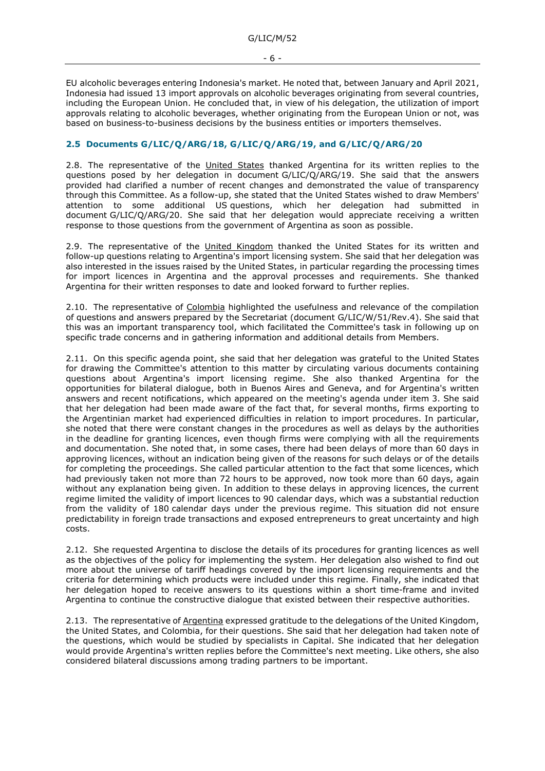EU alcoholic beverages entering Indonesia's market. He noted that, between January and April 2021, Indonesia had issued 13 import approvals on alcoholic beverages originating from several countries, including the European Union. He concluded that, in view of his delegation, the utilization of import approvals relating to alcoholic beverages, whether originating from the European Union or not, was based on business-to-business decisions by the business entities or importers themselves.

## 2.5 Documents G/LIC/Q/ARG/18, G/LIC/Q/ARG/19, and G/LIC/Q/ARG/20

2.8. The representative of the United States thanked Argentina for its written replies to the questions posed by her delegation in document G/LIC/Q/ARG/19. She said that the answers provided had clarified a number of recent changes and demonstrated the value of transparency through this Committee. As a follow-up, she stated that the United States wished to draw Members' attention to some additional US questions, which her delegation had submitted in document G/LIC/Q/ARG/20. She said that her delegation would appreciate receiving a written response to those questions from the government of Argentina as soon as possible.

2.9. The representative of the United Kingdom thanked the United States for its written and follow-up questions relating to Argentina's import licensing system. She said that her delegation was also interested in the issues raised by the United States, in particular regarding the processing times for import licences in Argentina and the approval processes and requirements. She thanked Argentina for their written responses to date and looked forward to further replies.

2.10. The representative of Colombia highlighted the usefulness and relevance of the compilation of questions and answers prepared by the Secretariat (document G/LIC/W/51/Rev.4). She said that this was an important transparency tool, which facilitated the Committee's task in following up on specific trade concerns and in gathering information and additional details from Members.

2.11. On this specific agenda point, she said that her delegation was grateful to the United States for drawing the Committee's attention to this matter by circulating various documents containing questions about Argentina's import licensing regime. She also thanked Argentina for the opportunities for bilateral dialogue, both in Buenos Aires and Geneva, and for Argentina's written answers and recent notifications, which appeared on the meeting's agenda under item 3. She said that her delegation had been made aware of the fact that, for several months, firms exporting to the Argentinian market had experienced difficulties in relation to import procedures. In particular, she noted that there were constant changes in the procedures as well as delays by the authorities in the deadline for granting licences, even though firms were complying with all the requirements and documentation. She noted that, in some cases, there had been delays of more than 60 days in approving licences, without an indication being given of the reasons for such delays or of the details for completing the proceedings. She called particular attention to the fact that some licences, which had previously taken not more than 72 hours to be approved, now took more than 60 days, again without any explanation being given. In addition to these delays in approving licences, the current regime limited the validity of import licences to 90 calendar days, which was a substantial reduction from the validity of 180 calendar days under the previous regime. This situation did not ensure predictability in foreign trade transactions and exposed entrepreneurs to great uncertainty and high costs.

2.12. She requested Argentina to disclose the details of its procedures for granting licences as well as the objectives of the policy for implementing the system. Her delegation also wished to find out more about the universe of tariff headings covered by the import licensing requirements and the criteria for determining which products were included under this regime. Finally, she indicated that her delegation hoped to receive answers to its questions within a short time-frame and invited Argentina to continue the constructive dialogue that existed between their respective authorities.

2.13. The representative of Argentina expressed gratitude to the delegations of the United Kingdom, the United States, and Colombia, for their questions. She said that her delegation had taken note of the questions, which would be studied by specialists in Capital. She indicated that her delegation would provide Argentina's written replies before the Committee's next meeting. Like others, she also considered bilateral discussions among trading partners to be important.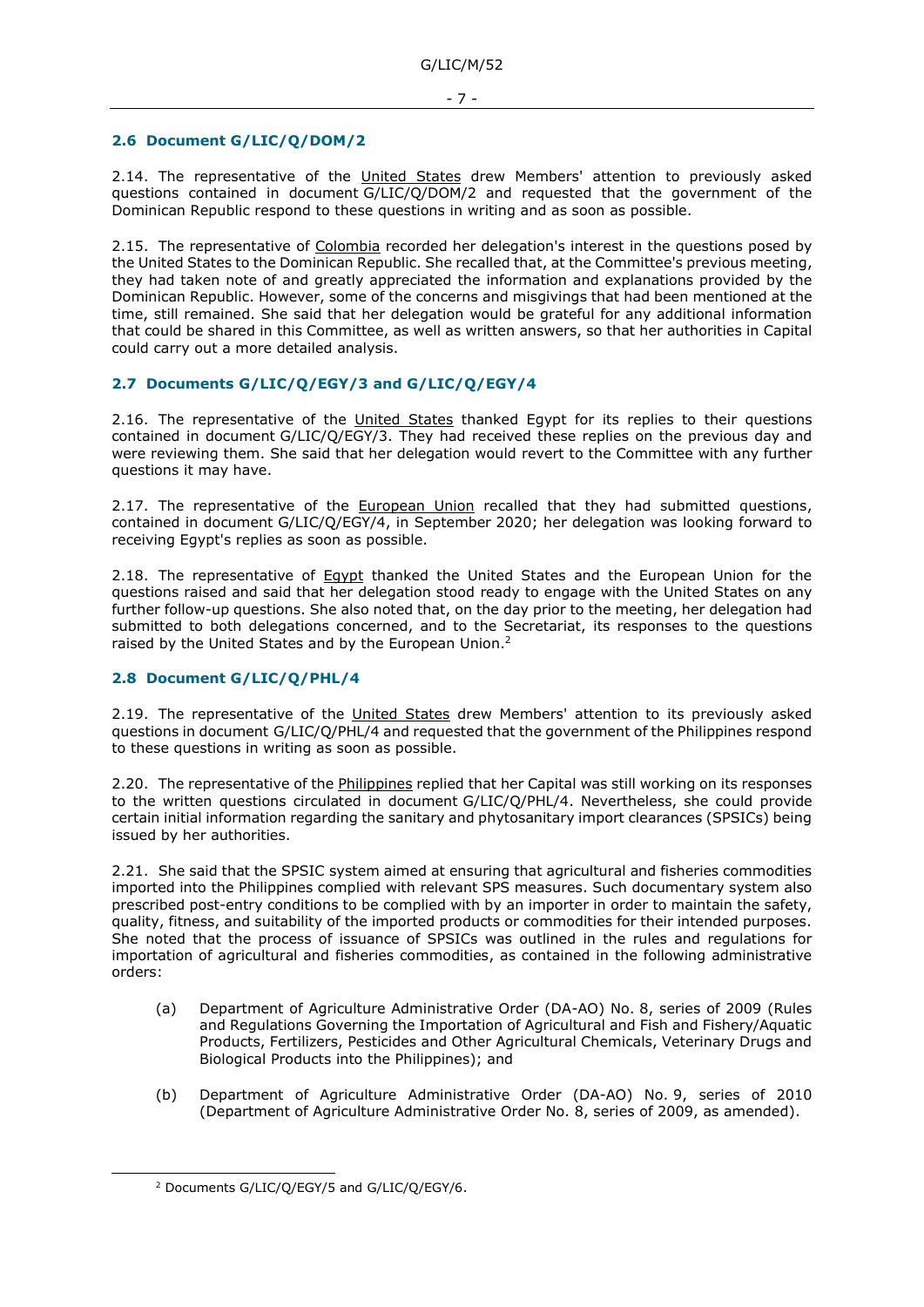## 2.6 Document G/LIC/Q/DOM/2

2.14. The representative of the United States drew Members' attention to previously asked questions contained in document G/LIC/Q/DOM/2 and requested that the government of the Dominican Republic respond to these questions in writing and as soon as possible.

2.15. The representative of Colombia recorded her delegation's interest in the questions posed by the United States to the Dominican Republic. She recalled that, at the Committee's previous meeting, they had taken note of and greatly appreciated the information and explanations provided by the Dominican Republic. However, some of the concerns and misgivings that had been mentioned at the time, still remained. She said that her delegation would be grateful for any additional information that could be shared in this Committee, as well as written answers, so that her authorities in Capital could carry out a more detailed analysis.

## 2.7 Documents G/LIC/Q/EGY/3 and G/LIC/Q/EGY/4

2.16. The representative of the United States thanked Egypt for its replies to their questions contained in document G/LIC/Q/EGY/3. They had received these replies on the previous day and were reviewing them. She said that her delegation would revert to the Committee with any further questions it may have.

2.17. The representative of the European Union recalled that they had submitted questions, contained in document G/LIC/Q/EGY/4, in September 2020; her delegation was looking forward to receiving Egypt's replies as soon as possible.

2.18. The representative of Egypt thanked the United States and the European Union for the questions raised and said that her delegation stood ready to engage with the United States on any further follow-up questions. She also noted that, on the day prior to the meeting, her delegation had submitted to both delegations concerned, and to the Secretariat, its responses to the questions raised by the United States and by the European Union.[2]

## 2.8 Document G/LIC/Q/PHL/4

2.19. The representative of the United States drew Members' attention to its previously asked questions in document G/LIC/Q/PHL/4 and requested that the government of the Philippines respond to these questions in writing as soon as possible.

2.20. The representative of the Philippines replied that her Capital was still working on its responses to the written questions circulated in document G/LIC/Q/PHL/4. Nevertheless, she could provide certain initial information regarding the sanitary and phytosanitary import clearances (SPSICs) being issued by her authorities.

2.21. She said that the SPSIC system aimed at ensuring that agricultural and fisheries commodities imported into the Philippines complied with relevant SPS measures. Such documentary system also prescribed post-entry conditions to be complied with by an importer in order to maintain the safety, quality, fitness, and suitability of the imported products or commodities for their intended purposes. She noted that the process of issuance of SPSICs was outlined in the rules and regulations for importation of agricultural and fisheries commodities, as contained in the following administrative orders:

(a) Department of Agriculture Administrative Order (DA-AO) No. 8, series of 2009 (Rules and Regulations Governing the Importation of Agricultural and Fish and Fishery/Aquatic Products, Fertilizers, Pesticides and Other Agricultural Chemicals, Veterinary Drugs and Biological Products into the Philippines); and

(b) Department of Agriculture Administrative Order (DA-AO) No. 9, series of 2010 (Department of Agriculture Administrative Order No. 8, series of 2009, as amended).

[2] Documents G/LIC/Q/EGY/5 and G/LIC/Q/EGY/6.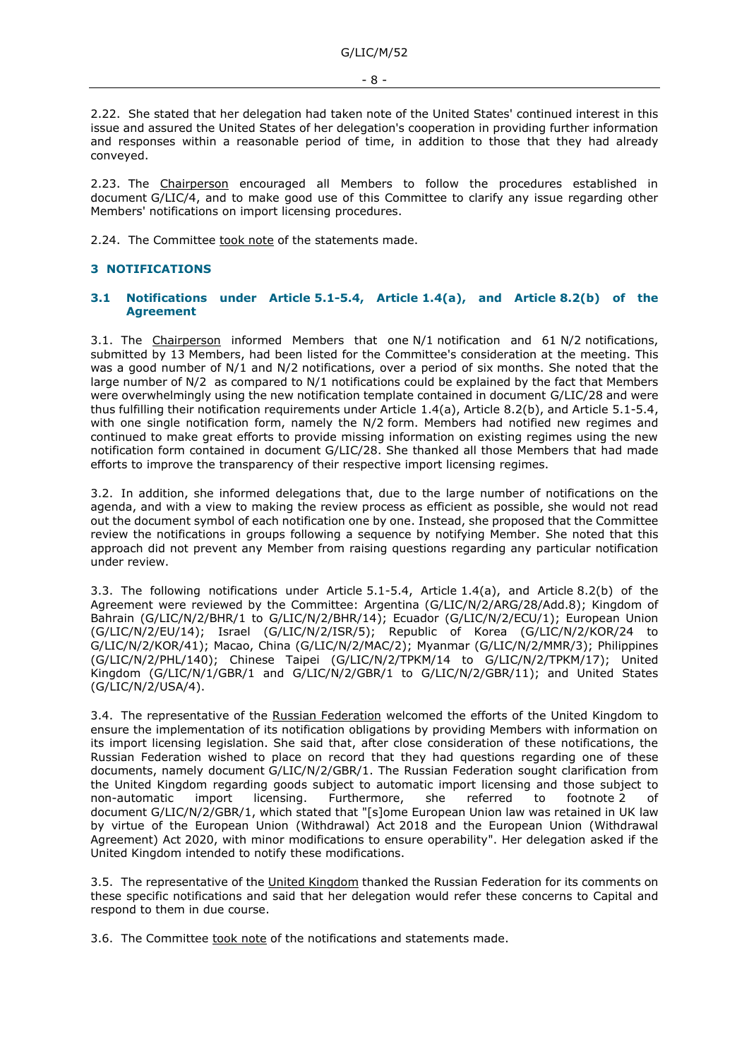2.22. She stated that her delegation had taken note of the United States' continued interest in this issue and assured the United States of her delegation's cooperation in providing further information and responses within a reasonable period of time, in addition to those that they had already conveyed.

2.23. The Chairperson encouraged all Members to follow the procedures established in document G/LIC/4, and to make good use of this Committee to clarify any issue regarding other Members' notifications on import licensing procedures.

2.24. The Committee took note of the statements made.

## 3 NOTIFICATIONS

### 3.1 Notifications under Article 5.1-5.4, Article 1.4(a), and Article 8.2(b) of the Agreement

3.1. The Chairperson informed Members that one N/1 notification and 61 N/2 notifications, submitted by 13 Members, had been listed for the Committee's consideration at the meeting. This was a good number of N/1 and N/2 notifications, over a period of six months. She noted that the large number of N/2 as compared to N/1 notifications could be explained by the fact that Members were overwhelmingly using the new notification template contained in document G/LIC/28 and were thus fulfilling their notification requirements under Article 1.4(a), Article 8.2(b), and Article 5.1-5.4, with one single notification form, namely the N/2 form. Members had notified new regimes and continued to make great efforts to provide missing information on existing regimes using the new notification form contained in document G/LIC/28. She thanked all those Members that had made efforts to improve the transparency of their respective import licensing regimes.

3.2. In addition, she informed delegations that, due to the large number of notifications on the agenda, and with a view to making the review process as efficient as possible, she would not read out the document symbol of each notification one by one. Instead, she proposed that the Committee review the notifications in groups following a sequence by notifying Member. She noted that this approach did not prevent any Member from raising questions regarding any particular notification under review.

3.3. The following notifications under Article 5.1-5.4, Article 1.4(a), and Article 8.2(b) of the Agreement were reviewed by the Committee: Argentina (G/LIC/N/2/ARG/28/Add.8); Kingdom of Bahrain (G/LIC/N/2/BHR/1 to G/LIC/N/2/BHR/14); Ecuador (G/LIC/N/2/ECU/1); European Union (G/LIC/N/2/EU/14); Israel (G/LIC/N/2/ISR/5); Republic of Korea (G/LIC/N/2/KOR/24 to G/LIC/N/2/KOR/41); Macao, China (G/LIC/N/2/MAC/2); Myanmar (G/LIC/N/2/MMR/3); Philippines (G/LIC/N/2/PHL/140); Chinese Taipei (G/LIC/N/2/TPKM/14 to G/LIC/N/2/TPKM/17); United Kingdom (G/LIC/N/1/GBR/1 and G/LIC/N/2/GBR/1 to G/LIC/N/2/GBR/11); and United States (G/LIC/N/2/USA/4).

3.4. The representative of the Russian Federation welcomed the efforts of the United Kingdom to ensure the implementation of its notification obligations by providing Members with information on its import licensing legislation. She said that, after close consideration of these notifications, the Russian Federation wished to place on record that they had questions regarding one of these documents, namely document G/LIC/N/2/GBR/1. The Russian Federation sought clarification from the United Kingdom regarding goods subject to automatic import licensing and those subject to non-automatic import licensing. Furthermore, she referred to footnote 2 of document G/LIC/N/2/GBR/1, which stated that "[s]ome European Union law was retained in UK law by virtue of the European Union (Withdrawal) Act 2018 and the European Union (Withdrawal Agreement) Act 2020, with minor modifications to ensure operability". Her delegation asked if the United Kingdom intended to notify these modifications.

3.5. The representative of the United Kingdom thanked the Russian Federation for its comments on these specific notifications and said that her delegation would refer these concerns to Capital and respond to them in due course.

3.6. The Committee took note of the notifications and statements made.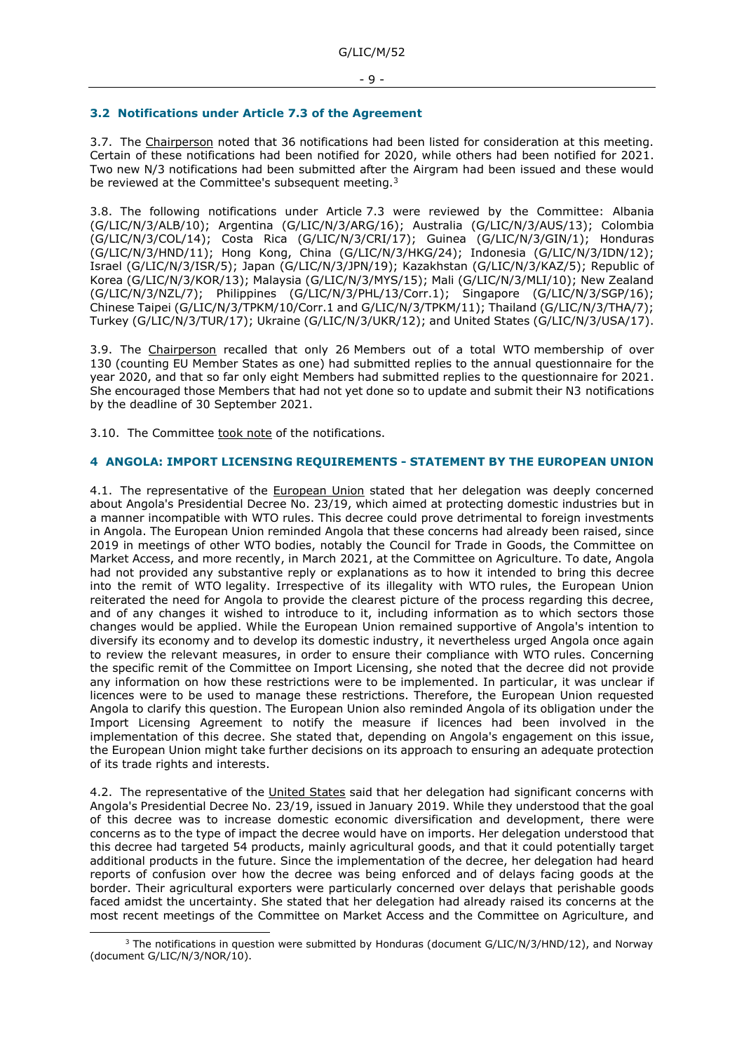### 3.2 Notifications under Article 7.3 of the Agreement

3.7. The Chairperson noted that 36 notifications had been listed for consideration at this meeting. Certain of these notifications had been notified for 2020, while others had been notified for 2021. Two new N/3 notifications had been submitted after the Airgram had been issued and these would be reviewed at the Committee's subsequent meeting.[3]

3.8. The following notifications under Article 7.3 were reviewed by the Committee: Albania (G/LIC/N/3/ALB/10); Argentina (G/LIC/N/3/ARG/16); Australia (G/LIC/N/3/AUS/13); Colombia (G/LIC/N/3/COL/14); Costa Rica (G/LIC/N/3/CRI/17); Guinea (G/LIC/N/3/GIN/1); Honduras (G/LIC/N/3/HND/11); Hong Kong, China (G/LIC/N/3/HKG/24); Indonesia (G/LIC/N/3/IDN/12); Israel (G/LIC/N/3/ISR/5); Japan (G/LIC/N/3/JPN/19); Kazakhstan (G/LIC/N/3/KAZ/5); Republic of Korea (G/LIC/N/3/KOR/13); Malaysia (G/LIC/N/3/MYS/15); Mali (G/LIC/N/3/MLI/10); New Zealand (G/LIC/N/3/NZL/7); Philippines (G/LIC/N/3/PHL/13/Corr.1); Singapore (G/LIC/N/3/SGP/16); Chinese Taipei (G/LIC/N/3/TPKM/10/Corr.1 and G/LIC/N/3/TPKM/11); Thailand (G/LIC/N/3/THA/7); Turkey (G/LIC/N/3/TUR/17); Ukraine (G/LIC/N/3/UKR/12); and United States (G/LIC/N/3/USA/17).

3.9. The Chairperson recalled that only 26 Members out of a total WTO membership of over 130 (counting EU Member States as one) had submitted replies to the annual questionnaire for the year 2020, and that so far only eight Members had submitted replies to the questionnaire for 2021. She encouraged those Members that had not yet done so to update and submit their N3 notifications by the deadline of 30 September 2021.

3.10. The Committee took note of the notifications.

## 4 ANGOLA: IMPORT LICENSING REQUIREMENTS - STATEMENT BY THE EUROPEAN UNION

4.1. The representative of the European Union stated that her delegation was deeply concerned about Angola's Presidential Decree No. 23/19, which aimed at protecting domestic industries but in a manner incompatible with WTO rules. This decree could prove detrimental to foreign investments in Angola. The European Union reminded Angola that these concerns had already been raised, since 2019 in meetings of other WTO bodies, notably the Council for Trade in Goods, the Committee on Market Access, and more recently, in March 2021, at the Committee on Agriculture. To date, Angola had not provided any substantive reply or explanations as to how it intended to bring this decree into the remit of WTO legality. Irrespective of its illegality with WTO rules, the European Union reiterated the need for Angola to provide the clearest picture of the process regarding this decree, and of any changes it wished to introduce to it, including information as to which sectors those changes would be applied. While the European Union remained supportive of Angola's intention to diversify its economy and to develop its domestic industry, it nevertheless urged Angola once again to review the relevant measures, in order to ensure their compliance with WTO rules. Concerning the specific remit of the Committee on Import Licensing, she noted that the decree did not provide any information on how these restrictions were to be implemented. In particular, it was unclear if licences were to be used to manage these restrictions. Therefore, the European Union requested Angola to clarify this question. The European Union also reminded Angola of its obligation under the Import Licensing Agreement to notify the measure if licences had been involved in the implementation of this decree. She stated that, depending on Angola's engagement on this issue, the European Union might take further decisions on its approach to ensuring an adequate protection of its trade rights and interests.

4.2. The representative of the United States said that her delegation had significant concerns with Angola's Presidential Decree No. 23/19, issued in January 2019. While they understood that the goal of this decree was to increase domestic economic diversification and development, there were concerns as to the type of impact the decree would have on imports. Her delegation understood that this decree had targeted 54 products, mainly agricultural goods, and that it could potentially target additional products in the future. Since the implementation of the decree, her delegation had heard reports of confusion over how the decree was being enforced and of delays facing goods at the border. Their agricultural exporters were particularly concerned over delays that perishable goods faced amidst the uncertainty. She stated that her delegation had already raised its concerns at the most recent meetings of the Committee on Market Access and the Committee on Agriculture, and

[3] The notifications in question were submitted by Honduras (document G/LIC/N/3/HND/12), and Norway (document G/LIC/N/3/NOR/10).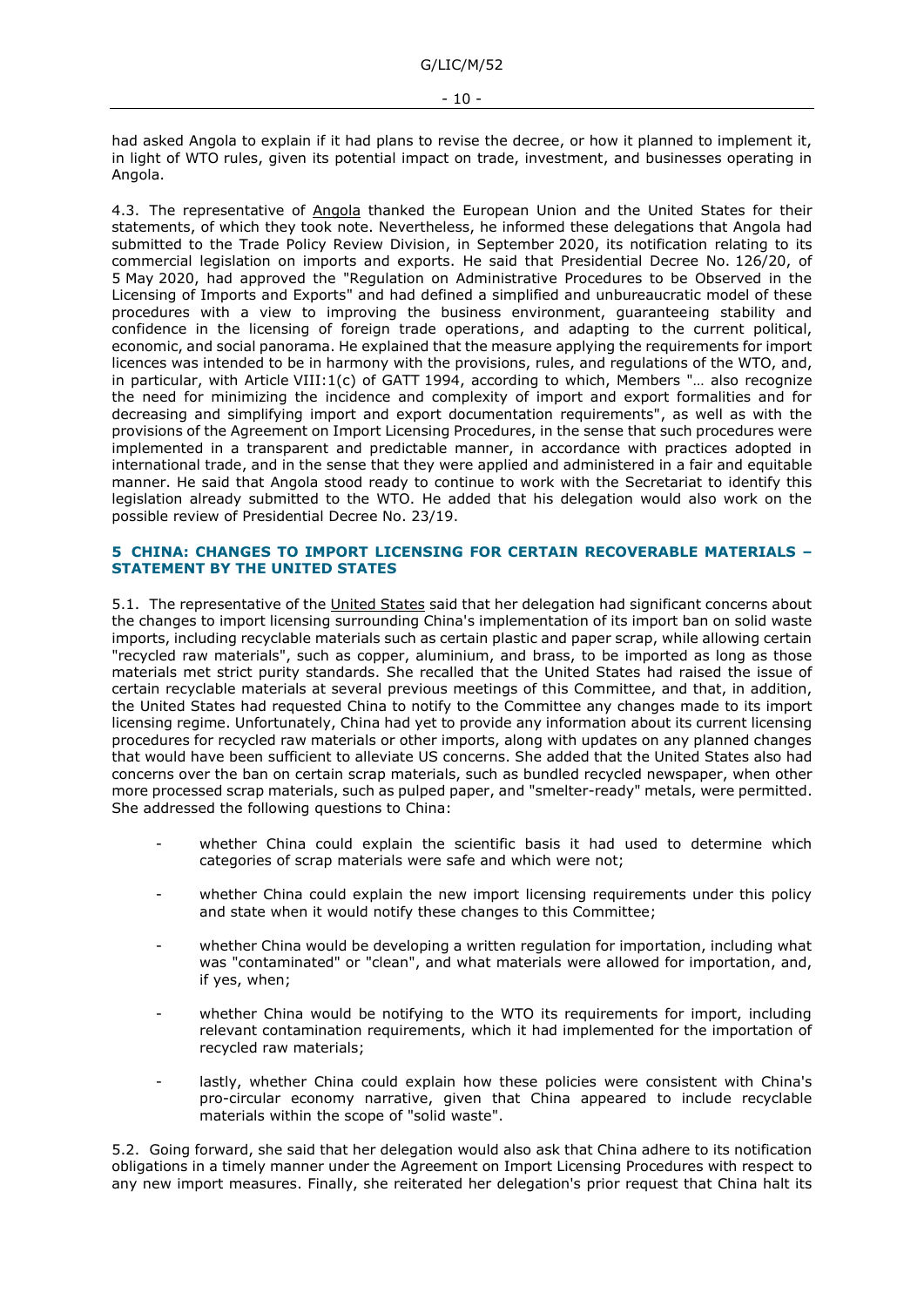had asked Angola to explain if it had plans to revise the decree, or how it planned to implement it, in light of WTO rules, given its potential impact on trade, investment, and businesses operating in Angola.

4.3. The representative of Angola thanked the European Union and the United States for their statements, of which they took note. Nevertheless, he informed these delegations that Angola had submitted to the Trade Policy Review Division, in September 2020, its notification relating to its commercial legislation on imports and exports. He said that Presidential Decree No. 126/20, of 5 May 2020, had approved the "Regulation on Administrative Procedures to be Observed in the Licensing of Imports and Exports" and had defined a simplified and unbureaucratic model of these procedures with a view to improving the business environment, guaranteeing stability and confidence in the licensing of foreign trade operations, and adapting to the current political, economic, and social panorama. He explained that the measure applying the requirements for import licences was intended to be in harmony with the provisions, rules, and regulations of the WTO, and, in particular, with Article VIII:1(c) of GATT 1994, according to which, Members "… also recognize the need for minimizing the incidence and complexity of import and export formalities and for decreasing and simplifying import and export documentation requirements", as well as with the provisions of the Agreement on Import Licensing Procedures, in the sense that such procedures were implemented in a transparent and predictable manner, in accordance with practices adopted in international trade, and in the sense that they were applied and administered in a fair and equitable manner. He said that Angola stood ready to continue to work with the Secretariat to identify this legislation already submitted to the WTO. He added that his delegation would also work on the possible review of Presidential Decree No. 23/19.

## 5 CHINA: CHANGES TO IMPORT LICENSING FOR CERTAIN RECOVERABLE MATERIALS – STATEMENT BY THE UNITED STATES

5.1. The representative of the United States said that her delegation had significant concerns about the changes to import licensing surrounding China's implementation of its import ban on solid waste imports, including recyclable materials such as certain plastic and paper scrap, while allowing certain "recycled raw materials", such as copper, aluminium, and brass, to be imported as long as those materials met strict purity standards. She recalled that the United States had raised the issue of certain recyclable materials at several previous meetings of this Committee, and that, in addition, the United States had requested China to notify to the Committee any changes made to its import licensing regime. Unfortunately, China had yet to provide any information about its current licensing procedures for recycled raw materials or other imports, along with updates on any planned changes that would have been sufficient to alleviate US concerns. She added that the United States also had concerns over the ban on certain scrap materials, such as bundled recycled newspaper, when other more processed scrap materials, such as pulped paper, and "smelter-ready" metals, were permitted. She addressed the following questions to China:

- whether China could explain the scientific basis it had used to determine which categories of scrap materials were safe and which were not;
- whether China could explain the new import licensing requirements under this policy and state when it would notify these changes to this Committee;
- whether China would be developing a written regulation for importation, including what was "contaminated" or "clean", and what materials were allowed for importation, and, if yes, when;
- whether China would be notifying to the WTO its requirements for import, including relevant contamination requirements, which it had implemented for the importation of recycled raw materials;
- lastly, whether China could explain how these policies were consistent with China's pro-circular economy narrative, given that China appeared to include recyclable materials within the scope of "solid waste".

5.2. Going forward, she said that her delegation would also ask that China adhere to its notification obligations in a timely manner under the Agreement on Import Licensing Procedures with respect to any new import measures. Finally, she reiterated her delegation's prior request that China halt its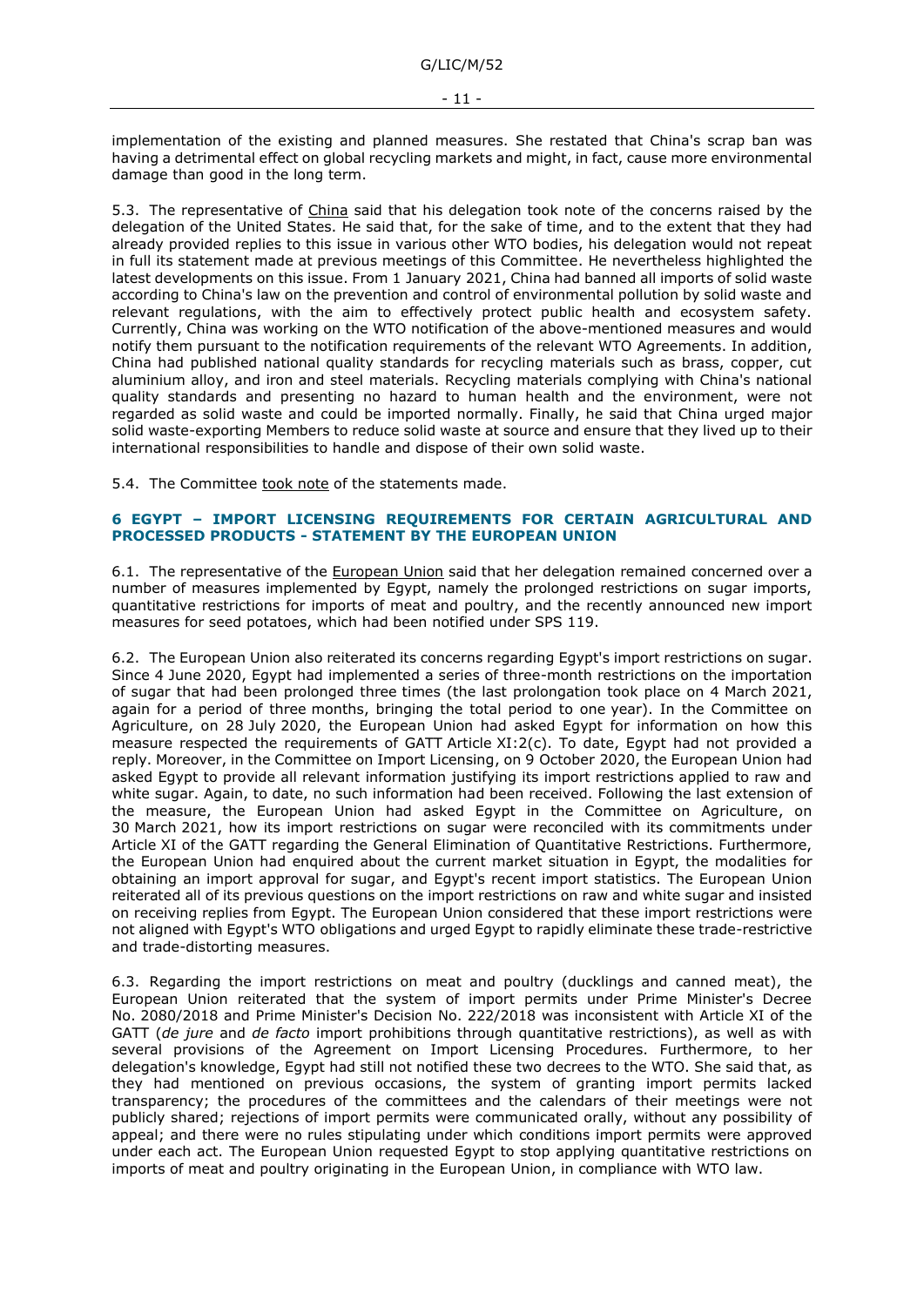implementation of the existing and planned measures. She restated that China's scrap ban was having a detrimental effect on global recycling markets and might, in fact, cause more environmental damage than good in the long term.

5.3. The representative of China said that his delegation took note of the concerns raised by the delegation of the United States. He said that, for the sake of time, and to the extent that they had already provided replies to this issue in various other WTO bodies, his delegation would not repeat in full its statement made at previous meetings of this Committee. He nevertheless highlighted the latest developments on this issue. From 1 January 2021, China had banned all imports of solid waste according to China's law on the prevention and control of environmental pollution by solid waste and relevant regulations, with the aim to effectively protect public health and ecosystem safety. Currently, China was working on the WTO notification of the above-mentioned measures and would notify them pursuant to the notification requirements of the relevant WTO Agreements. In addition, China had published national quality standards for recycling materials such as brass, copper, cut aluminium alloy, and iron and steel materials. Recycling materials complying with China's national quality standards and presenting no hazard to human health and the environment, were not regarded as solid waste and could be imported normally. Finally, he said that China urged major solid waste-exporting Members to reduce solid waste at source and ensure that they lived up to their international responsibilities to handle and dispose of their own solid waste.

5.4. The Committee took note of the statements made.

## 6 EGYPT – IMPORT LICENSING REQUIREMENTS FOR CERTAIN AGRICULTURAL AND PROCESSED PRODUCTS - STATEMENT BY THE EUROPEAN UNION

6.1. The representative of the European Union said that her delegation remained concerned over a number of measures implemented by Egypt, namely the prolonged restrictions on sugar imports, quantitative restrictions for imports of meat and poultry, and the recently announced new import measures for seed potatoes, which had been notified under SPS 119.

6.2. The European Union also reiterated its concerns regarding Egypt's import restrictions on sugar. Since 4 June 2020, Egypt had implemented a series of three-month restrictions on the importation of sugar that had been prolonged three times (the last prolongation took place on 4 March 2021, again for a period of three months, bringing the total period to one year). In the Committee on Agriculture, on 28 July 2020, the European Union had asked Egypt for information on how this measure respected the requirements of GATT Article XI:2(c). To date, Egypt had not provided a reply. Moreover, in the Committee on Import Licensing, on 9 October 2020, the European Union had asked Egypt to provide all relevant information justifying its import restrictions applied to raw and white sugar. Again, to date, no such information had been received. Following the last extension of the measure, the European Union had asked Egypt in the Committee on Agriculture, on 30 March 2021, how its import restrictions on sugar were reconciled with its commitments under Article XI of the GATT regarding the General Elimination of Quantitative Restrictions. Furthermore, the European Union had enquired about the current market situation in Egypt, the modalities for obtaining an import approval for sugar, and Egypt's recent import statistics. The European Union reiterated all of its previous questions on the import restrictions on raw and white sugar and insisted on receiving replies from Egypt. The European Union considered that these import restrictions were not aligned with Egypt's WTO obligations and urged Egypt to rapidly eliminate these trade-restrictive and trade-distorting measures.

6.3. Regarding the import restrictions on meat and poultry (ducklings and canned meat), the European Union reiterated that the system of import permits under Prime Minister's Decree No. 2080/2018 and Prime Minister's Decision No. 222/2018 was inconsistent with Article XI of the GATT (*de jure* and *de facto* import prohibitions through quantitative restrictions), as well as with several provisions of the Agreement on Import Licensing Procedures. Furthermore, to her delegation's knowledge, Egypt had still not notified these two decrees to the WTO. She said that, as they had mentioned on previous occasions, the system of granting import permits lacked transparency; the procedures of the committees and the calendars of their meetings were not publicly shared; rejections of import permits were communicated orally, without any possibility of appeal; and there were no rules stipulating under which conditions import permits were approved under each act. The European Union requested Egypt to stop applying quantitative restrictions on imports of meat and poultry originating in the European Union, in compliance with WTO law.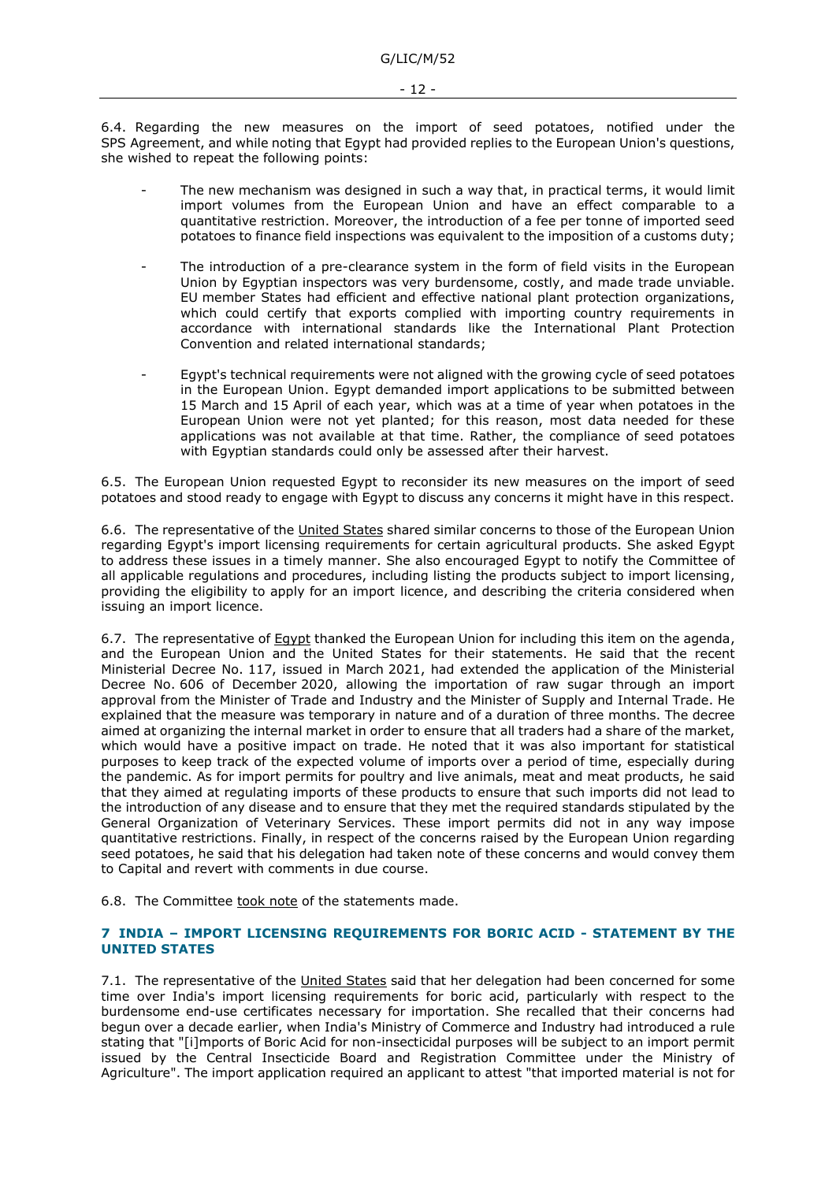6.4. Regarding the new measures on the import of seed potatoes, notified under the SPS Agreement, and while noting that Egypt had provided replies to the European Union's questions, she wished to repeat the following points:

- The new mechanism was designed in such a way that, in practical terms, it would limit import volumes from the European Union and have an effect comparable to a quantitative restriction. Moreover, the introduction of a fee per tonne of imported seed potatoes to finance field inspections was equivalent to the imposition of a customs duty;
- The introduction of a pre-clearance system in the form of field visits in the European Union by Egyptian inspectors was very burdensome, costly, and made trade unviable. EU member States had efficient and effective national plant protection organizations, which could certify that exports complied with importing country requirements in accordance with international standards like the International Plant Protection Convention and related international standards;
- Egypt's technical requirements were not aligned with the growing cycle of seed potatoes in the European Union. Egypt demanded import applications to be submitted between 15 March and 15 April of each year, which was at a time of year when potatoes in the European Union were not yet planted; for this reason, most data needed for these applications was not available at that time. Rather, the compliance of seed potatoes with Egyptian standards could only be assessed after their harvest.

6.5. The European Union requested Egypt to reconsider its new measures on the import of seed potatoes and stood ready to engage with Egypt to discuss any concerns it might have in this respect.

6.6. The representative of the United States shared similar concerns to those of the European Union regarding Egypt's import licensing requirements for certain agricultural products. She asked Egypt to address these issues in a timely manner. She also encouraged Egypt to notify the Committee of all applicable regulations and procedures, including listing the products subject to import licensing, providing the eligibility to apply for an import licence, and describing the criteria considered when issuing an import licence.

6.7. The representative of Egypt thanked the European Union for including this item on the agenda, and the European Union and the United States for their statements. He said that the recent Ministerial Decree No. 117, issued in March 2021, had extended the application of the Ministerial Decree No. 606 of December 2020, allowing the importation of raw sugar through an import approval from the Minister of Trade and Industry and the Minister of Supply and Internal Trade. He explained that the measure was temporary in nature and of a duration of three months. The decree aimed at organizing the internal market in order to ensure that all traders had a share of the market, which would have a positive impact on trade. He noted that it was also important for statistical purposes to keep track of the expected volume of imports over a period of time, especially during the pandemic. As for import permits for poultry and live animals, meat and meat products, he said that they aimed at regulating imports of these products to ensure that such imports did not lead to the introduction of any disease and to ensure that they met the required standards stipulated by the General Organization of Veterinary Services. These import permits did not in any way impose quantitative restrictions. Finally, in respect of the concerns raised by the European Union regarding seed potatoes, he said that his delegation had taken note of these concerns and would convey them to Capital and revert with comments in due course.

6.8. The Committee took note of the statements made.

## 7 INDIA – IMPORT LICENSING REQUIREMENTS FOR BORIC ACID - STATEMENT BY THE UNITED STATES

7.1. The representative of the United States said that her delegation had been concerned for some time over India's import licensing requirements for boric acid, particularly with respect to the burdensome end-use certificates necessary for importation. She recalled that their concerns had begun over a decade earlier, when India's Ministry of Commerce and Industry had introduced a rule stating that "[i]mports of Boric Acid for non-insecticidal purposes will be subject to an import permit issued by the Central Insecticide Board and Registration Committee under the Ministry of Agriculture". The import application required an applicant to attest "that imported material is not for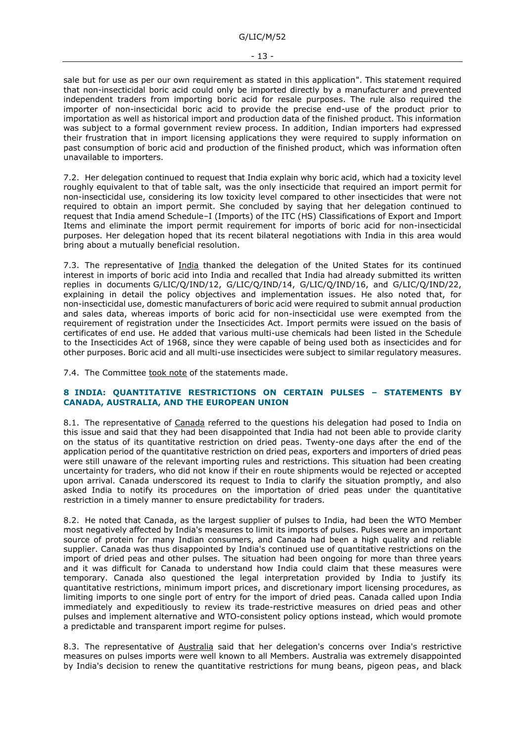sale but for use as per our own requirement as stated in this application". This statement required that non-insecticidal boric acid could only be imported directly by a manufacturer and prevented independent traders from importing boric acid for resale purposes. The rule also required the importer of non-insecticidal boric acid to provide the precise end-use of the product prior to importation as well as historical import and production data of the finished product. This information was subject to a formal government review process. In addition, Indian importers had expressed their frustration that in import licensing applications they were required to supply information on past consumption of boric acid and production of the finished product, which was information often unavailable to importers.

7.2. Her delegation continued to request that India explain why boric acid, which had a toxicity level roughly equivalent to that of table salt, was the only insecticide that required an import permit for non-insecticidal use, considering its low toxicity level compared to other insecticides that were not required to obtain an import permit. She concluded by saying that her delegation continued to request that India amend Schedule–I (Imports) of the ITC (HS) Classifications of Export and Import Items and eliminate the import permit requirement for imports of boric acid for non-insecticidal purposes. Her delegation hoped that its recent bilateral negotiations with India in this area would bring about a mutually beneficial resolution.

7.3. The representative of India thanked the delegation of the United States for its continued interest in imports of boric acid into India and recalled that India had already submitted its written replies in documents G/LIC/Q/IND/12, G/LIC/Q/IND/14, G/LIC/Q/IND/16, and G/LIC/Q/IND/22, explaining in detail the policy objectives and implementation issues. He also noted that, for non-insecticidal use, domestic manufacturers of boric acid were required to submit annual production and sales data, whereas imports of boric acid for non-insecticidal use were exempted from the requirement of registration under the Insecticides Act. Import permits were issued on the basis of certificates of end use. He added that various multi-use chemicals had been listed in the Schedule to the Insecticides Act of 1968, since they were capable of being used both as insecticides and for other purposes. Boric acid and all multi-use insecticides were subject to similar regulatory measures.

7.4. The Committee took note of the statements made.

## 8 INDIA: QUANTITATIVE RESTRICTIONS ON CERTAIN PULSES – STATEMENTS BY CANADA, AUSTRALIA, AND THE EUROPEAN UNION

8.1. The representative of Canada referred to the questions his delegation had posed to India on this issue and said that they had been disappointed that India had not been able to provide clarity on the status of its quantitative restriction on dried peas. Twenty-one days after the end of the application period of the quantitative restriction on dried peas, exporters and importers of dried peas were still unaware of the relevant importing rules and restrictions. This situation had been creating uncertainty for traders, who did not know if their en route shipments would be rejected or accepted upon arrival. Canada underscored its request to India to clarify the situation promptly, and also asked India to notify its procedures on the importation of dried peas under the quantitative restriction in a timely manner to ensure predictability for traders.

8.2. He noted that Canada, as the largest supplier of pulses to India, had been the WTO Member most negatively affected by India's measures to limit its imports of pulses. Pulses were an important source of protein for many Indian consumers, and Canada had been a high quality and reliable supplier. Canada was thus disappointed by India's continued use of quantitative restrictions on the import of dried peas and other pulses. The situation had been ongoing for more than three years and it was difficult for Canada to understand how India could claim that these measures were temporary. Canada also questioned the legal interpretation provided by India to justify its quantitative restrictions, minimum import prices, and discretionary import licensing procedures, as limiting imports to one single port of entry for the import of dried peas. Canada called upon India immediately and expeditiously to review its trade-restrictive measures on dried peas and other pulses and implement alternative and WTO-consistent policy options instead, which would promote a predictable and transparent import regime for pulses.

8.3. The representative of Australia said that her delegation's concerns over India's restrictive measures on pulses imports were well known to all Members. Australia was extremely disappointed by India's decision to renew the quantitative restrictions for mung beans, pigeon peas, and black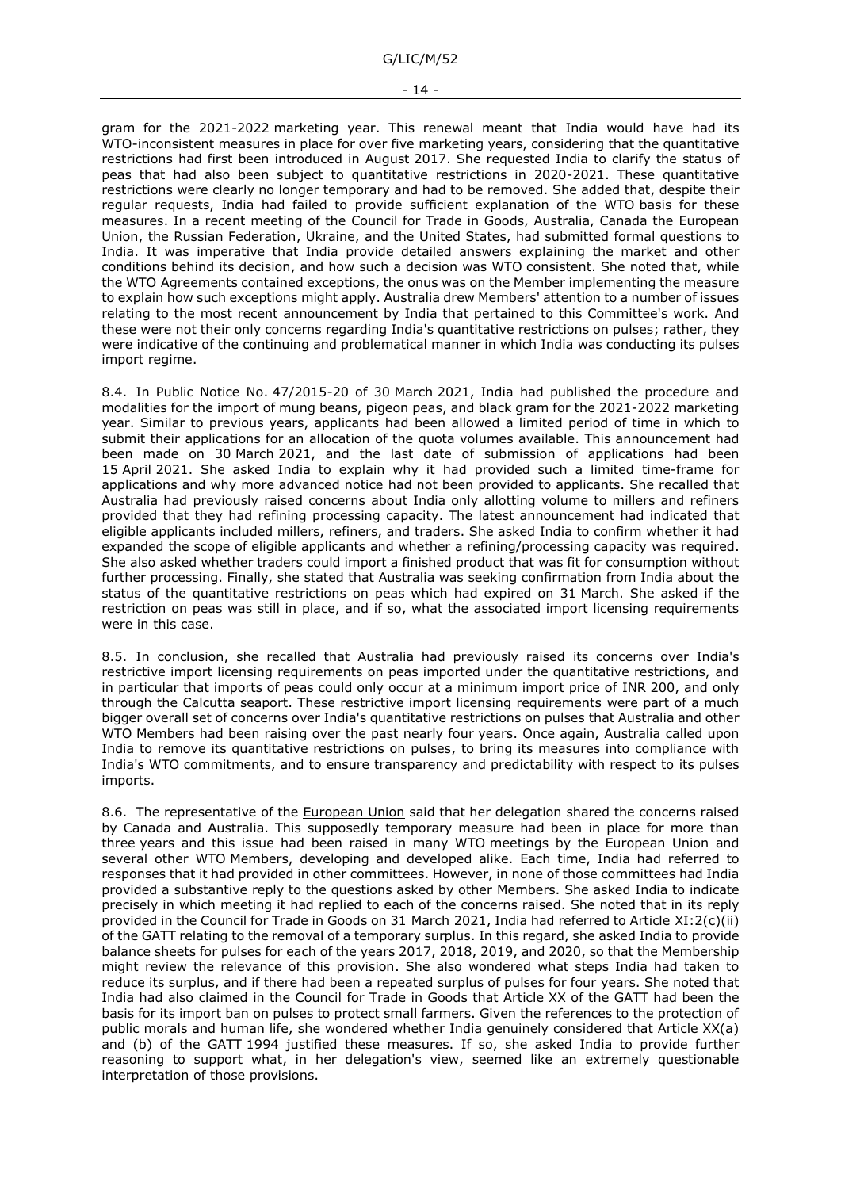gram for the 2021-2022 marketing year. This renewal meant that India would have had its WTO-inconsistent measures in place for over five marketing years, considering that the quantitative restrictions had first been introduced in August 2017. She requested India to clarify the status of peas that had also been subject to quantitative restrictions in 2020-2021. These quantitative restrictions were clearly no longer temporary and had to be removed. She added that, despite their regular requests, India had failed to provide sufficient explanation of the WTO basis for these measures. In a recent meeting of the Council for Trade in Goods, Australia, Canada the European Union, the Russian Federation, Ukraine, and the United States, had submitted formal questions to India. It was imperative that India provide detailed answers explaining the market and other conditions behind its decision, and how such a decision was WTO consistent. She noted that, while the WTO Agreements contained exceptions, the onus was on the Member implementing the measure to explain how such exceptions might apply. Australia drew Members' attention to a number of issues relating to the most recent announcement by India that pertained to this Committee's work. And these were not their only concerns regarding India's quantitative restrictions on pulses; rather, they were indicative of the continuing and problematical manner in which India was conducting its pulses import regime.

8.4. In Public Notice No. 47/2015-20 of 30 March 2021, India had published the procedure and modalities for the import of mung beans, pigeon peas, and black gram for the 2021-2022 marketing year. Similar to previous years, applicants had been allowed a limited period of time in which to submit their applications for an allocation of the quota volumes available. This announcement had been made on 30 March 2021, and the last date of submission of applications had been 15 April 2021. She asked India to explain why it had provided such a limited time-frame for applications and why more advanced notice had not been provided to applicants. She recalled that Australia had previously raised concerns about India only allotting volume to millers and refiners provided that they had refining processing capacity. The latest announcement had indicated that eligible applicants included millers, refiners, and traders. She asked India to confirm whether it had expanded the scope of eligible applicants and whether a refining/processing capacity was required. She also asked whether traders could import a finished product that was fit for consumption without further processing. Finally, she stated that Australia was seeking confirmation from India about the status of the quantitative restrictions on peas which had expired on 31 March. She asked if the restriction on peas was still in place, and if so, what the associated import licensing requirements were in this case.

8.5. In conclusion, she recalled that Australia had previously raised its concerns over India's restrictive import licensing requirements on peas imported under the quantitative restrictions, and in particular that imports of peas could only occur at a minimum import price of INR 200, and only through the Calcutta seaport. These restrictive import licensing requirements were part of a much bigger overall set of concerns over India's quantitative restrictions on pulses that Australia and other WTO Members had been raising over the past nearly four years. Once again, Australia called upon India to remove its quantitative restrictions on pulses, to bring its measures into compliance with India's WTO commitments, and to ensure transparency and predictability with respect to its pulses imports.

8.6. The representative of the European Union said that her delegation shared the concerns raised by Canada and Australia. This supposedly temporary measure had been in place for more than three years and this issue had been raised in many WTO meetings by the European Union and several other WTO Members, developing and developed alike. Each time, India had referred to responses that it had provided in other committees. However, in none of those committees had India provided a substantive reply to the questions asked by other Members. She asked India to indicate precisely in which meeting it had replied to each of the concerns raised. She noted that in its reply provided in the Council for Trade in Goods on 31 March 2021, India had referred to Article XI:2(c)(ii) of the GATT relating to the removal of a temporary surplus. In this regard, she asked India to provide balance sheets for pulses for each of the years 2017, 2018, 2019, and 2020, so that the Membership might review the relevance of this provision. She also wondered what steps India had taken to reduce its surplus, and if there had been a repeated surplus of pulses for four years. She noted that India had also claimed in the Council for Trade in Goods that Article XX of the GATT had been the basis for its import ban on pulses to protect small farmers. Given the references to the protection of public morals and human life, she wondered whether India genuinely considered that Article XX(a) and (b) of the GATT 1994 justified these measures. If so, she asked India to provide further reasoning to support what, in her delegation's view, seemed like an extremely questionable interpretation of those provisions.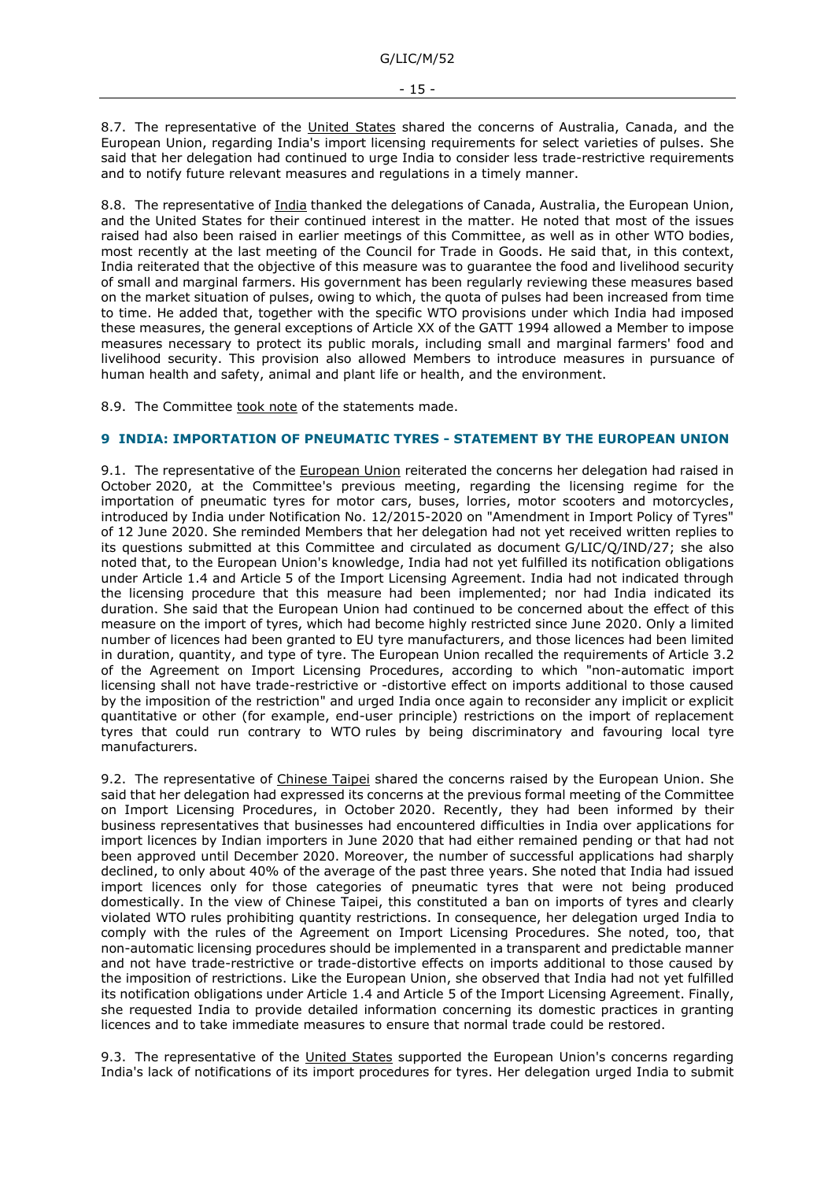8.7. The representative of the United States shared the concerns of Australia, Canada, and the European Union, regarding India's import licensing requirements for select varieties of pulses. She said that her delegation had continued to urge India to consider less trade-restrictive requirements and to notify future relevant measures and regulations in a timely manner.

8.8. The representative of India thanked the delegations of Canada, Australia, the European Union, and the United States for their continued interest in the matter. He noted that most of the issues raised had also been raised in earlier meetings of this Committee, as well as in other WTO bodies, most recently at the last meeting of the Council for Trade in Goods. He said that, in this context, India reiterated that the objective of this measure was to guarantee the food and livelihood security of small and marginal farmers. His government has been regularly reviewing these measures based on the market situation of pulses, owing to which, the quota of pulses had been increased from time to time. He added that, together with the specific WTO provisions under which India had imposed these measures, the general exceptions of Article XX of the GATT 1994 allowed a Member to impose measures necessary to protect its public morals, including small and marginal farmers' food and livelihood security. This provision also allowed Members to introduce measures in pursuance of human health and safety, animal and plant life or health, and the environment.

8.9. The Committee took note of the statements made.

## 9 INDIA: IMPORTATION OF PNEUMATIC TYRES - STATEMENT BY THE EUROPEAN UNION

9.1. The representative of the European Union reiterated the concerns her delegation had raised in October 2020, at the Committee's previous meeting, regarding the licensing regime for the importation of pneumatic tyres for motor cars, buses, lorries, motor scooters and motorcycles, introduced by India under Notification No. 12/2015-2020 on "Amendment in Import Policy of Tyres" of 12 June 2020. She reminded Members that her delegation had not yet received written replies to its questions submitted at this Committee and circulated as document G/LIC/Q/IND/27; she also noted that, to the European Union's knowledge, India had not yet fulfilled its notification obligations under Article 1.4 and Article 5 of the Import Licensing Agreement. India had not indicated through the licensing procedure that this measure had been implemented; nor had India indicated its duration. She said that the European Union had continued to be concerned about the effect of this measure on the import of tyres, which had become highly restricted since June 2020. Only a limited number of licences had been granted to EU tyre manufacturers, and those licences had been limited in duration, quantity, and type of tyre. The European Union recalled the requirements of Article 3.2 of the Agreement on Import Licensing Procedures, according to which "non-automatic import licensing shall not have trade-restrictive or -distortive effect on imports additional to those caused by the imposition of the restriction" and urged India once again to reconsider any implicit or explicit quantitative or other (for example, end-user principle) restrictions on the import of replacement tyres that could run contrary to WTO rules by being discriminatory and favouring local tyre manufacturers.

9.2. The representative of Chinese Taipei shared the concerns raised by the European Union. She said that her delegation had expressed its concerns at the previous formal meeting of the Committee on Import Licensing Procedures, in October 2020. Recently, they had been informed by their business representatives that businesses had encountered difficulties in India over applications for import licences by Indian importers in June 2020 that had either remained pending or that had not been approved until December 2020. Moreover, the number of successful applications had sharply declined, to only about 40% of the average of the past three years. She noted that India had issued import licences only for those categories of pneumatic tyres that were not being produced domestically. In the view of Chinese Taipei, this constituted a ban on imports of tyres and clearly violated WTO rules prohibiting quantity restrictions. In consequence, her delegation urged India to comply with the rules of the Agreement on Import Licensing Procedures. She noted, too, that non-automatic licensing procedures should be implemented in a transparent and predictable manner and not have trade-restrictive or trade-distortive effects on imports additional to those caused by the imposition of restrictions. Like the European Union, she observed that India had not yet fulfilled its notification obligations under Article 1.4 and Article 5 of the Import Licensing Agreement. Finally, she requested India to provide detailed information concerning its domestic practices in granting licences and to take immediate measures to ensure that normal trade could be restored.

9.3. The representative of the United States supported the European Union's concerns regarding India's lack of notifications of its import procedures for tyres. Her delegation urged India to submit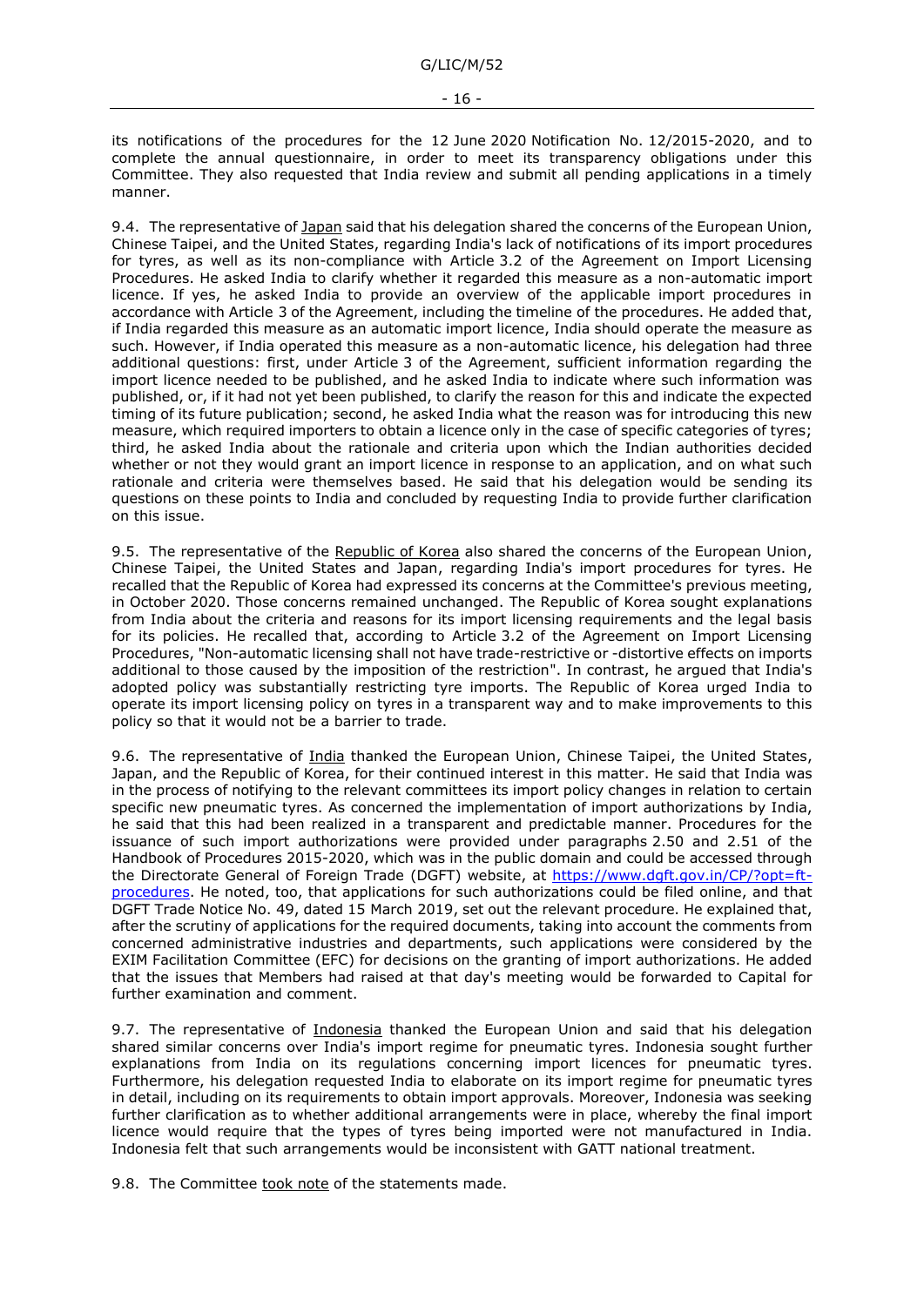its notifications of the procedures for the 12 June 2020 Notification No. 12/2015-2020, and to complete the annual questionnaire, in order to meet its transparency obligations under this Committee. They also requested that India review and submit all pending applications in a timely manner.

9.4. The representative of Japan said that his delegation shared the concerns of the European Union, Chinese Taipei, and the United States, regarding India's lack of notifications of its import procedures for tyres, as well as its non-compliance with Article 3.2 of the Agreement on Import Licensing Procedures. He asked India to clarify whether it regarded this measure as a non-automatic import licence. If yes, he asked India to provide an overview of the applicable import procedures in accordance with Article 3 of the Agreement, including the timeline of the procedures. He added that, if India regarded this measure as an automatic import licence, India should operate the measure as such. However, if India operated this measure as a non-automatic licence, his delegation had three additional questions: first, under Article 3 of the Agreement, sufficient information regarding the import licence needed to be published, and he asked India to indicate where such information was published, or, if it had not yet been published, to clarify the reason for this and indicate the expected timing of its future publication; second, he asked India what the reason was for introducing this new measure, which required importers to obtain a licence only in the case of specific categories of tyres; third, he asked India about the rationale and criteria upon which the Indian authorities decided whether or not they would grant an import licence in response to an application, and on what such rationale and criteria were themselves based. He said that his delegation would be sending its questions on these points to India and concluded by requesting India to provide further clarification on this issue.

9.5. The representative of the Republic of Korea also shared the concerns of the European Union, Chinese Taipei, the United States and Japan, regarding India's import procedures for tyres. He recalled that the Republic of Korea had expressed its concerns at the Committee's previous meeting, in October 2020. Those concerns remained unchanged. The Republic of Korea sought explanations from India about the criteria and reasons for its import licensing requirements and the legal basis for its policies. He recalled that, according to Article 3.2 of the Agreement on Import Licensing Procedures, "Non-automatic licensing shall not have trade-restrictive or -distortive effects on imports additional to those caused by the imposition of the restriction". In contrast, he argued that India's adopted policy was substantially restricting tyre imports. The Republic of Korea urged India to operate its import licensing policy on tyres in a transparent way and to make improvements to this policy so that it would not be a barrier to trade.

9.6. The representative of India thanked the European Union, Chinese Taipei, the United States, Japan, and the Republic of Korea, for their continued interest in this matter. He said that India was in the process of notifying to the relevant committees its import policy changes in relation to certain specific new pneumatic tyres. As concerned the implementation of import authorizations by India, he said that this had been realized in a transparent and predictable manner. Procedures for the issuance of such import authorizations were provided under paragraphs 2.50 and 2.51 of the Handbook of Procedures 2015-2020, which was in the public domain and could be accessed through the Directorate General of Foreign Trade (DGFT) website, at https://www.dgft.gov.in/CP/?opt=ft-procedures. He noted, too, that applications for such authorizations could be filed online, and that DGFT Trade Notice No. 49, dated 15 March 2019, set out the relevant procedure. He explained that, after the scrutiny of applications for the required documents, taking into account the comments from concerned administrative industries and departments, such applications were considered by the EXIM Facilitation Committee (EFC) for decisions on the granting of import authorizations. He added that the issues that Members had raised at that day's meeting would be forwarded to Capital for further examination and comment.

9.7. The representative of Indonesia thanked the European Union and said that his delegation shared similar concerns over India's import regime for pneumatic tyres. Indonesia sought further explanations from India on its regulations concerning import licences for pneumatic tyres. Furthermore, his delegation requested India to elaborate on its import regime for pneumatic tyres in detail, including on its requirements to obtain import approvals. Moreover, Indonesia was seeking further clarification as to whether additional arrangements were in place, whereby the final import licence would require that the types of tyres being imported were not manufactured in India. Indonesia felt that such arrangements would be inconsistent with GATT national treatment.

9.8. The Committee took note of the statements made.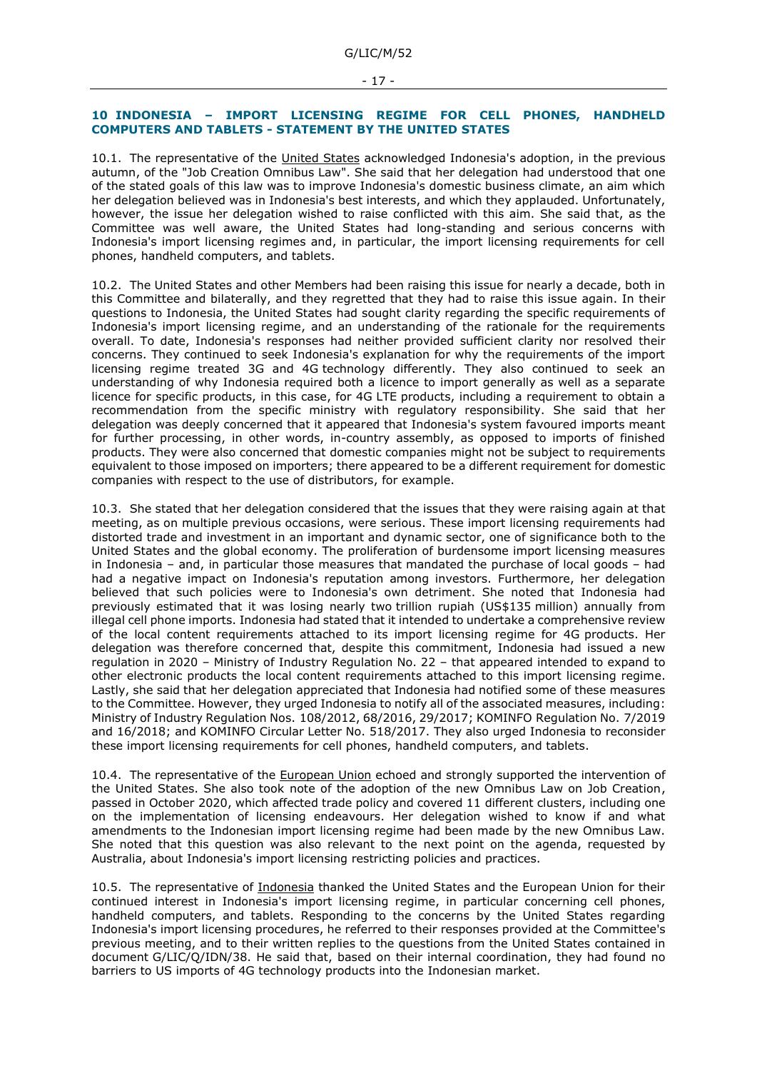## 10 INDONESIA – IMPORT LICENSING REGIME FOR CELL PHONES, HANDHELD COMPUTERS AND TABLETS - STATEMENT BY THE UNITED STATES

10.1. The representative of the United States acknowledged Indonesia's adoption, in the previous autumn, of the "Job Creation Omnibus Law". She said that her delegation had understood that one of the stated goals of this law was to improve Indonesia's domestic business climate, an aim which her delegation believed was in Indonesia's best interests, and which they applauded. Unfortunately, however, the issue her delegation wished to raise conflicted with this aim. She said that, as the Committee was well aware, the United States had long-standing and serious concerns with Indonesia's import licensing regimes and, in particular, the import licensing requirements for cell phones, handheld computers, and tablets.

10.2. The United States and other Members had been raising this issue for nearly a decade, both in this Committee and bilaterally, and they regretted that they had to raise this issue again. In their questions to Indonesia, the United States had sought clarity regarding the specific requirements of Indonesia's import licensing regime, and an understanding of the rationale for the requirements overall. To date, Indonesia's responses had neither provided sufficient clarity nor resolved their concerns. They continued to seek Indonesia's explanation for why the requirements of the import licensing regime treated 3G and 4G technology differently. They also continued to seek an understanding of why Indonesia required both a licence to import generally as well as a separate licence for specific products, in this case, for 4G LTE products, including a requirement to obtain a recommendation from the specific ministry with regulatory responsibility. She said that her delegation was deeply concerned that it appeared that Indonesia's system favoured imports meant for further processing, in other words, in-country assembly, as opposed to imports of finished products. They were also concerned that domestic companies might not be subject to requirements equivalent to those imposed on importers; there appeared to be a different requirement for domestic companies with respect to the use of distributors, for example.

10.3. She stated that her delegation considered that the issues that they were raising again at that meeting, as on multiple previous occasions, were serious. These import licensing requirements had distorted trade and investment in an important and dynamic sector, one of significance both to the United States and the global economy. The proliferation of burdensome import licensing measures in Indonesia – and, in particular those measures that mandated the purchase of local goods – had had a negative impact on Indonesia's reputation among investors. Furthermore, her delegation believed that such policies were to Indonesia's own detriment. She noted that Indonesia had previously estimated that it was losing nearly two trillion rupiah (US$135 million) annually from illegal cell phone imports. Indonesia had stated that it intended to undertake a comprehensive review of the local content requirements attached to its import licensing regime for 4G products. Her delegation was therefore concerned that, despite this commitment, Indonesia had issued a new regulation in 2020 – Ministry of Industry Regulation No. 22 – that appeared intended to expand to other electronic products the local content requirements attached to this import licensing regime. Lastly, she said that her delegation appreciated that Indonesia had notified some of these measures to the Committee. However, they urged Indonesia to notify all of the associated measures, including: Ministry of Industry Regulation Nos. 108/2012, 68/2016, 29/2017; KOMINFO Regulation No. 7/2019 and 16/2018; and KOMINFO Circular Letter No. 518/2017. They also urged Indonesia to reconsider these import licensing requirements for cell phones, handheld computers, and tablets.

10.4. The representative of the European Union echoed and strongly supported the intervention of the United States. She also took note of the adoption of the new Omnibus Law on Job Creation, passed in October 2020, which affected trade policy and covered 11 different clusters, including one on the implementation of licensing endeavours. Her delegation wished to know if and what amendments to the Indonesian import licensing regime had been made by the new Omnibus Law. She noted that this question was also relevant to the next point on the agenda, requested by Australia, about Indonesia's import licensing restricting policies and practices.

10.5. The representative of Indonesia thanked the United States and the European Union for their continued interest in Indonesia's import licensing regime, in particular concerning cell phones, handheld computers, and tablets. Responding to the concerns by the United States regarding Indonesia's import licensing procedures, he referred to their responses provided at the Committee's previous meeting, and to their written replies to the questions from the United States contained in document G/LIC/Q/IDN/38. He said that, based on their internal coordination, they had found no barriers to US imports of 4G technology products into the Indonesian market.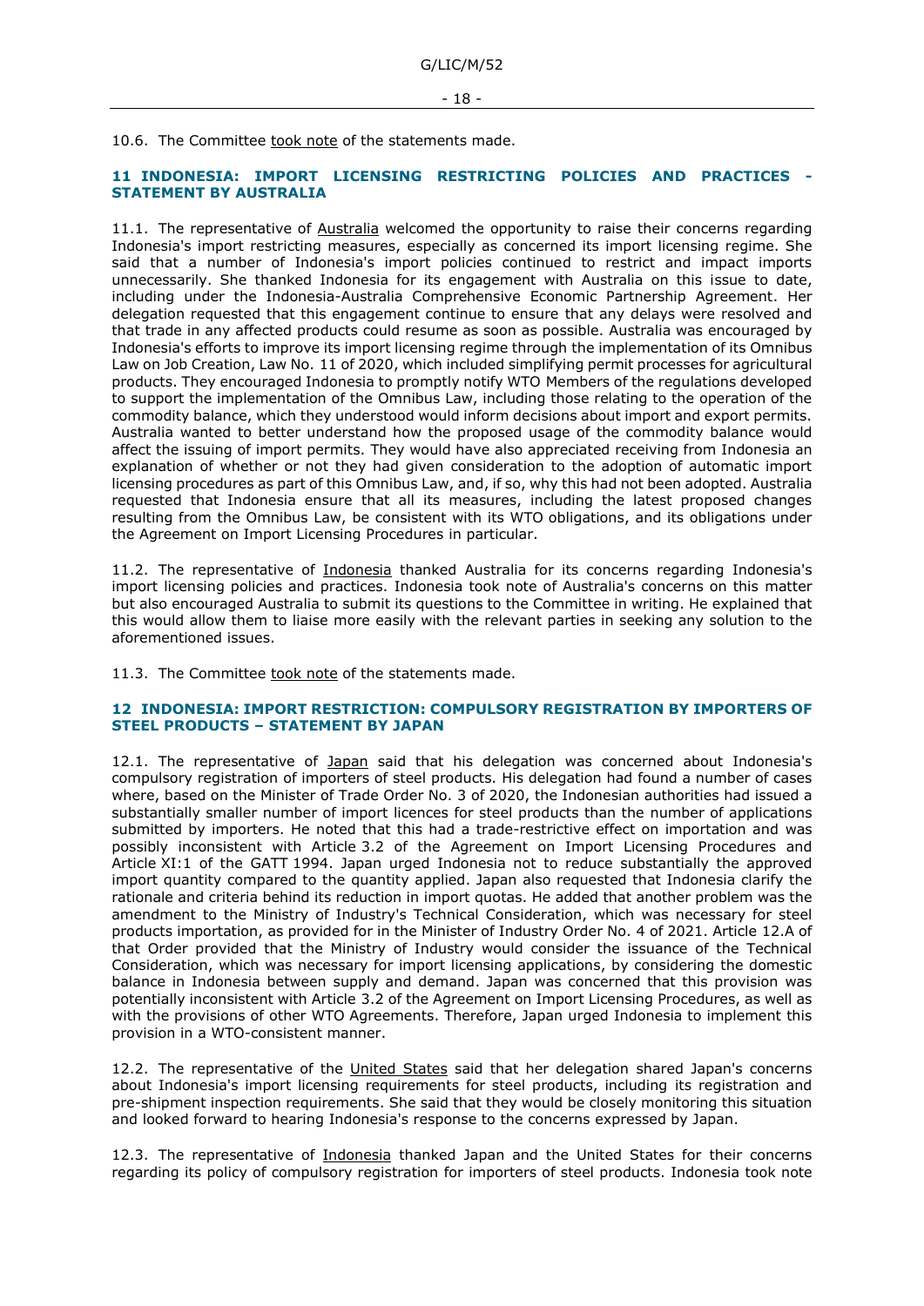10.6. The Committee took note of the statements made.

## 11 INDONESIA: IMPORT LICENSING RESTRICTING POLICIES AND PRACTICES - STATEMENT BY AUSTRALIA

11.1. The representative of Australia welcomed the opportunity to raise their concerns regarding Indonesia's import restricting measures, especially as concerned its import licensing regime. She said that a number of Indonesia's import policies continued to restrict and impact imports unnecessarily. She thanked Indonesia for its engagement with Australia on this issue to date, including under the Indonesia-Australia Comprehensive Economic Partnership Agreement. Her delegation requested that this engagement continue to ensure that any delays were resolved and that trade in any affected products could resume as soon as possible. Australia was encouraged by Indonesia's efforts to improve its import licensing regime through the implementation of its Omnibus Law on Job Creation, Law No. 11 of 2020, which included simplifying permit processes for agricultural products. They encouraged Indonesia to promptly notify WTO Members of the regulations developed to support the implementation of the Omnibus Law, including those relating to the operation of the commodity balance, which they understood would inform decisions about import and export permits. Australia wanted to better understand how the proposed usage of the commodity balance would affect the issuing of import permits. They would have also appreciated receiving from Indonesia an explanation of whether or not they had given consideration to the adoption of automatic import licensing procedures as part of this Omnibus Law, and, if so, why this had not been adopted. Australia requested that Indonesia ensure that all its measures, including the latest proposed changes resulting from the Omnibus Law, be consistent with its WTO obligations, and its obligations under the Agreement on Import Licensing Procedures in particular.

11.2. The representative of Indonesia thanked Australia for its concerns regarding Indonesia's import licensing policies and practices. Indonesia took note of Australia's concerns on this matter but also encouraged Australia to submit its questions to the Committee in writing. He explained that this would allow them to liaise more easily with the relevant parties in seeking any solution to the aforementioned issues.

11.3. The Committee took note of the statements made.

## 12 INDONESIA: IMPORT RESTRICTION: COMPULSORY REGISTRATION BY IMPORTERS OF STEEL PRODUCTS – STATEMENT BY JAPAN

12.1. The representative of Japan said that his delegation was concerned about Indonesia's compulsory registration of importers of steel products. His delegation had found a number of cases where, based on the Minister of Trade Order No. 3 of 2020, the Indonesian authorities had issued a substantially smaller number of import licences for steel products than the number of applications submitted by importers. He noted that this had a trade-restrictive effect on importation and was possibly inconsistent with Article 3.2 of the Agreement on Import Licensing Procedures and Article XI:1 of the GATT 1994. Japan urged Indonesia not to reduce substantially the approved import quantity compared to the quantity applied. Japan also requested that Indonesia clarify the rationale and criteria behind its reduction in import quotas. He added that another problem was the amendment to the Ministry of Industry's Technical Consideration, which was necessary for steel products importation, as provided for in the Minister of Industry Order No. 4 of 2021. Article 12.A of that Order provided that the Ministry of Industry would consider the issuance of the Technical Consideration, which was necessary for import licensing applications, by considering the domestic balance in Indonesia between supply and demand. Japan was concerned that this provision was potentially inconsistent with Article 3.2 of the Agreement on Import Licensing Procedures, as well as with the provisions of other WTO Agreements. Therefore, Japan urged Indonesia to implement this provision in a WTO-consistent manner.

12.2. The representative of the United States said that her delegation shared Japan's concerns about Indonesia's import licensing requirements for steel products, including its registration and pre-shipment inspection requirements. She said that they would be closely monitoring this situation and looked forward to hearing Indonesia's response to the concerns expressed by Japan.

12.3. The representative of Indonesia thanked Japan and the United States for their concerns regarding its policy of compulsory registration for importers of steel products. Indonesia took note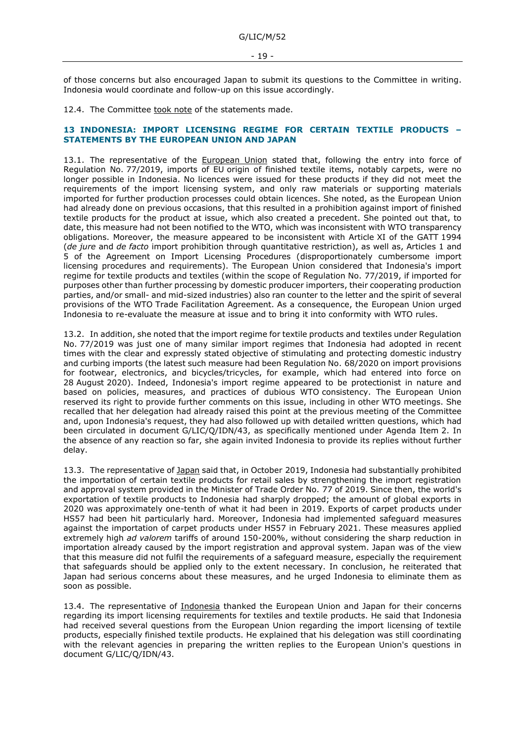of those concerns but also encouraged Japan to submit its questions to the Committee in writing. Indonesia would coordinate and follow-up on this issue accordingly.

12.4. The Committee took note of the statements made.

## 13 INDONESIA: IMPORT LICENSING REGIME FOR CERTAIN TEXTILE PRODUCTS – STATEMENTS BY THE EUROPEAN UNION AND JAPAN

13.1. The representative of the European Union stated that, following the entry into force of Regulation No. 77/2019, imports of EU origin of finished textile items, notably carpets, were no longer possible in Indonesia. No licences were issued for these products if they did not meet the requirements of the import licensing system, and only raw materials or supporting materials imported for further production processes could obtain licences. She noted, as the European Union had already done on previous occasions, that this resulted in a prohibition against import of finished textile products for the product at issue, which also created a precedent. She pointed out that, to date, this measure had not been notified to the WTO, which was inconsistent with WTO transparency obligations. Moreover, the measure appeared to be inconsistent with Article XI of the GATT 1994 (*de jure* and *de facto* import prohibition through quantitative restriction), as well as, Articles 1 and 5 of the Agreement on Import Licensing Procedures (disproportionately cumbersome import licensing procedures and requirements). The European Union considered that Indonesia's import regime for textile products and textiles (within the scope of Regulation No. 77/2019, if imported for purposes other than further processing by domestic producer importers, their cooperating production parties, and/or small- and mid-sized industries) also ran counter to the letter and the spirit of several provisions of the WTO Trade Facilitation Agreement. As a consequence, the European Union urged Indonesia to re-evaluate the measure at issue and to bring it into conformity with WTO rules.

13.2. In addition, she noted that the import regime for textile products and textiles under Regulation No. 77/2019 was just one of many similar import regimes that Indonesia had adopted in recent times with the clear and expressly stated objective of stimulating and protecting domestic industry and curbing imports (the latest such measure had been Regulation No. 68/2020 on import provisions for footwear, electronics, and bicycles/tricycles, for example, which had entered into force on 28 August 2020). Indeed, Indonesia's import regime appeared to be protectionist in nature and based on policies, measures, and practices of dubious WTO consistency. The European Union reserved its right to provide further comments on this issue, including in other WTO meetings. She recalled that her delegation had already raised this point at the previous meeting of the Committee and, upon Indonesia's request, they had also followed up with detailed written questions, which had been circulated in document G/LIC/Q/IDN/43, as specifically mentioned under Agenda Item 2. In the absence of any reaction so far, she again invited Indonesia to provide its replies without further delay.

13.3. The representative of Japan said that, in October 2019, Indonesia had substantially prohibited the importation of certain textile products for retail sales by strengthening the import registration and approval system provided in the Minister of Trade Order No. 77 of 2019. Since then, the world's exportation of textile products to Indonesia had sharply dropped; the amount of global exports in 2020 was approximately one-tenth of what it had been in 2019. Exports of carpet products under HS57 had been hit particularly hard. Moreover, Indonesia had implemented safeguard measures against the importation of carpet products under HS57 in February 2021. These measures applied extremely high *ad valorem* tariffs of around 150-200%, without considering the sharp reduction in importation already caused by the import registration and approval system. Japan was of the view that this measure did not fulfil the requirements of a safeguard measure, especially the requirement that safeguards should be applied only to the extent necessary. In conclusion, he reiterated that Japan had serious concerns about these measures, and he urged Indonesia to eliminate them as soon as possible.

13.4. The representative of Indonesia thanked the European Union and Japan for their concerns regarding its import licensing requirements for textiles and textile products. He said that Indonesia had received several questions from the European Union regarding the import licensing of textile products, especially finished textile products. He explained that his delegation was still coordinating with the relevant agencies in preparing the written replies to the European Union's questions in document G/LIC/Q/IDN/43.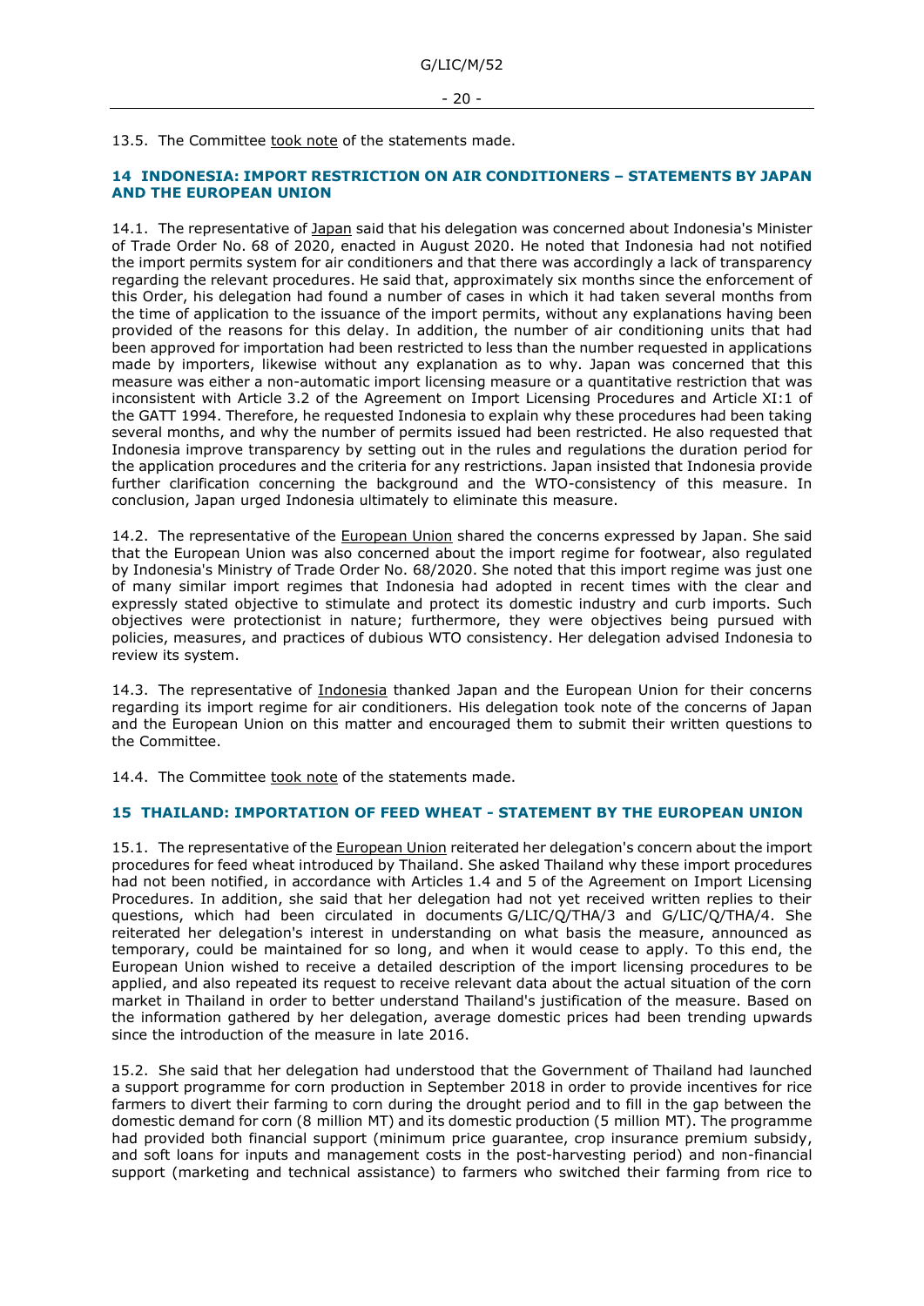13.5. The Committee took note of the statements made.

## 14 INDONESIA: IMPORT RESTRICTION ON AIR CONDITIONERS – STATEMENTS BY JAPAN AND THE EUROPEAN UNION

14.1. The representative of Japan said that his delegation was concerned about Indonesia's Minister of Trade Order No. 68 of 2020, enacted in August 2020. He noted that Indonesia had not notified the import permits system for air conditioners and that there was accordingly a lack of transparency regarding the relevant procedures. He said that, approximately six months since the enforcement of this Order, his delegation had found a number of cases in which it had taken several months from the time of application to the issuance of the import permits, without any explanations having been provided of the reasons for this delay. In addition, the number of air conditioning units that had been approved for importation had been restricted to less than the number requested in applications made by importers, likewise without any explanation as to why. Japan was concerned that this measure was either a non-automatic import licensing measure or a quantitative restriction that was inconsistent with Article 3.2 of the Agreement on Import Licensing Procedures and Article XI:1 of the GATT 1994. Therefore, he requested Indonesia to explain why these procedures had been taking several months, and why the number of permits issued had been restricted. He also requested that Indonesia improve transparency by setting out in the rules and regulations the duration period for the application procedures and the criteria for any restrictions. Japan insisted that Indonesia provide further clarification concerning the background and the WTO-consistency of this measure. In conclusion, Japan urged Indonesia ultimately to eliminate this measure.

14.2. The representative of the European Union shared the concerns expressed by Japan. She said that the European Union was also concerned about the import regime for footwear, also regulated by Indonesia's Ministry of Trade Order No. 68/2020. She noted that this import regime was just one of many similar import regimes that Indonesia had adopted in recent times with the clear and expressly stated objective to stimulate and protect its domestic industry and curb imports. Such objectives were protectionist in nature; furthermore, they were objectives being pursued with policies, measures, and practices of dubious WTO consistency. Her delegation advised Indonesia to review its system.

14.3. The representative of Indonesia thanked Japan and the European Union for their concerns regarding its import regime for air conditioners. His delegation took note of the concerns of Japan and the European Union on this matter and encouraged them to submit their written questions to the Committee.

14.4. The Committee took note of the statements made.

## 15 THAILAND: IMPORTATION OF FEED WHEAT - STATEMENT BY THE EUROPEAN UNION

15.1. The representative of the European Union reiterated her delegation's concern about the import procedures for feed wheat introduced by Thailand. She asked Thailand why these import procedures had not been notified, in accordance with Articles 1.4 and 5 of the Agreement on Import Licensing Procedures. In addition, she said that her delegation had not yet received written replies to their questions, which had been circulated in documents G/LIC/Q/THA/3 and G/LIC/Q/THA/4. She reiterated her delegation's interest in understanding on what basis the measure, announced as temporary, could be maintained for so long, and when it would cease to apply. To this end, the European Union wished to receive a detailed description of the import licensing procedures to be applied, and also repeated its request to receive relevant data about the actual situation of the corn market in Thailand in order to better understand Thailand's justification of the measure. Based on the information gathered by her delegation, average domestic prices had been trending upwards since the introduction of the measure in late 2016.

15.2. She said that her delegation had understood that the Government of Thailand had launched a support programme for corn production in September 2018 in order to provide incentives for rice farmers to divert their farming to corn during the drought period and to fill in the gap between the domestic demand for corn (8 million MT) and its domestic production (5 million MT). The programme had provided both financial support (minimum price guarantee, crop insurance premium subsidy, and soft loans for inputs and management costs in the post-harvesting period) and non-financial support (marketing and technical assistance) to farmers who switched their farming from rice to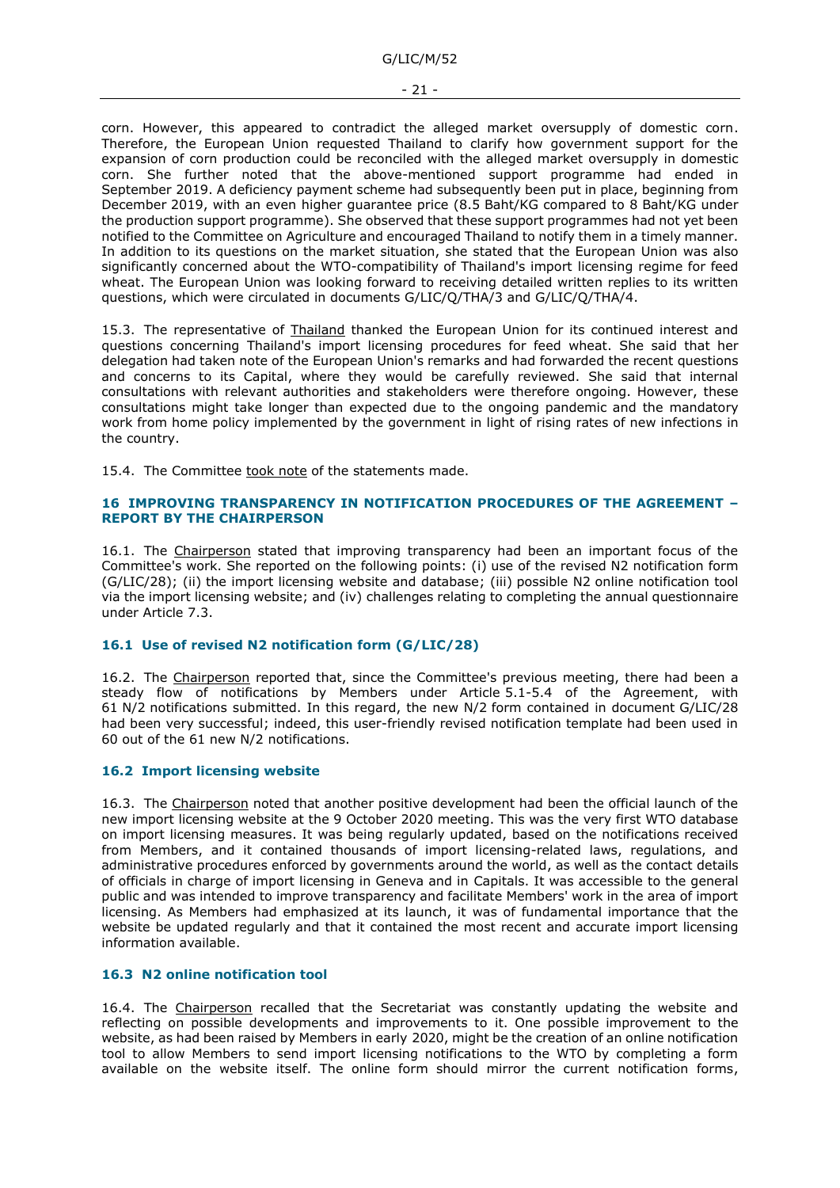corn. However, this appeared to contradict the alleged market oversupply of domestic corn. Therefore, the European Union requested Thailand to clarify how government support for the expansion of corn production could be reconciled with the alleged market oversupply in domestic corn. She further noted that the above-mentioned support programme had ended in September 2019. A deficiency payment scheme had subsequently been put in place, beginning from December 2019, with an even higher guarantee price (8.5 Baht/KG compared to 8 Baht/KG under the production support programme). She observed that these support programmes had not yet been notified to the Committee on Agriculture and encouraged Thailand to notify them in a timely manner. In addition to its questions on the market situation, she stated that the European Union was also significantly concerned about the WTO-compatibility of Thailand's import licensing regime for feed wheat. The European Union was looking forward to receiving detailed written replies to its written questions, which were circulated in documents G/LIC/Q/THA/3 and G/LIC/Q/THA/4.

15.3. The representative of Thailand thanked the European Union for its continued interest and questions concerning Thailand's import licensing procedures for feed wheat. She said that her delegation had taken note of the European Union's remarks and had forwarded the recent questions and concerns to its Capital, where they would be carefully reviewed. She said that internal consultations with relevant authorities and stakeholders were therefore ongoing. However, these consultations might take longer than expected due to the ongoing pandemic and the mandatory work from home policy implemented by the government in light of rising rates of new infections in the country.

15.4. The Committee took note of the statements made.

## 16 IMPROVING TRANSPARENCY IN NOTIFICATION PROCEDURES OF THE AGREEMENT – REPORT BY THE CHAIRPERSON

16.1. The Chairperson stated that improving transparency had been an important focus of the Committee's work. She reported on the following points: (i) use of the revised N2 notification form (G/LIC/28); (ii) the import licensing website and database; (iii) possible N2 online notification tool via the import licensing website; and (iv) challenges relating to completing the annual questionnaire under Article 7.3.

### 16.1 Use of revised N2 notification form (G/LIC/28)

16.2. The Chairperson reported that, since the Committee's previous meeting, there had been a steady flow of notifications by Members under Article 5.1-5.4 of the Agreement, with 61 N/2 notifications submitted. In this regard, the new N/2 form contained in document G/LIC/28 had been very successful; indeed, this user-friendly revised notification template had been used in 60 out of the 61 new N/2 notifications.

### 16.2 Import licensing website

16.3. The Chairperson noted that another positive development had been the official launch of the new import licensing website at the 9 October 2020 meeting. This was the very first WTO database on import licensing measures. It was being regularly updated, based on the notifications received from Members, and it contained thousands of import licensing-related laws, regulations, and administrative procedures enforced by governments around the world, as well as the contact details of officials in charge of import licensing in Geneva and in Capitals. It was accessible to the general public and was intended to improve transparency and facilitate Members' work in the area of import licensing. As Members had emphasized at its launch, it was of fundamental importance that the website be updated regularly and that it contained the most recent and accurate import licensing information available.

### 16.3 N2 online notification tool

16.4. The Chairperson recalled that the Secretariat was constantly updating the website and reflecting on possible developments and improvements to it. One possible improvement to the website, as had been raised by Members in early 2020, might be the creation of an online notification tool to allow Members to send import licensing notifications to the WTO by completing a form available on the website itself. The online form should mirror the current notification forms,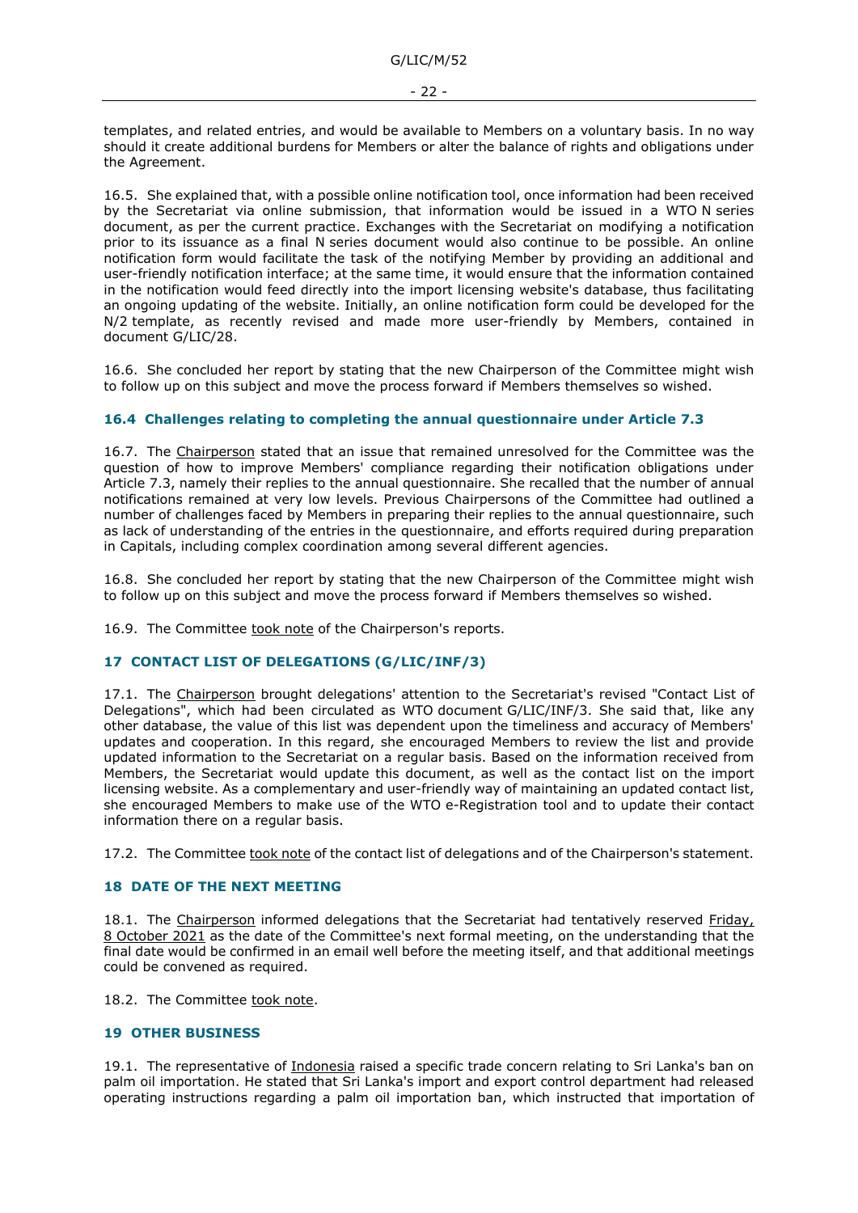templates, and related entries, and would be available to Members on a voluntary basis. In no way should it create additional burdens for Members or alter the balance of rights and obligations under the Agreement.

16.5. She explained that, with a possible online notification tool, once information had been received by the Secretariat via online submission, that information would be issued in a WTO N series document, as per the current practice. Exchanges with the Secretariat on modifying a notification prior to its issuance as a final N series document would also continue to be possible. An online notification form would facilitate the task of the notifying Member by providing an additional and user-friendly notification interface; at the same time, it would ensure that the information contained in the notification would feed directly into the import licensing website's database, thus facilitating an ongoing updating of the website. Initially, an online notification form could be developed for the N/2 template, as recently revised and made more user-friendly by Members, contained in document G/LIC/28.

16.6. She concluded her report by stating that the new Chairperson of the Committee might wish to follow up on this subject and move the process forward if Members themselves so wished.

### 16.4 Challenges relating to completing the annual questionnaire under Article 7.3

16.7. The Chairperson stated that an issue that remained unresolved for the Committee was the question of how to improve Members' compliance regarding their notification obligations under Article 7.3, namely their replies to the annual questionnaire. She recalled that the number of annual notifications remained at very low levels. Previous Chairpersons of the Committee had outlined a number of challenges faced by Members in preparing their replies to the annual questionnaire, such as lack of understanding of the entries in the questionnaire, and efforts required during preparation in Capitals, including complex coordination among several different agencies.

16.8. She concluded her report by stating that the new Chairperson of the Committee might wish to follow up on this subject and move the process forward if Members themselves so wished.

16.9. The Committee took note of the Chairperson's reports.

## 17 CONTACT LIST OF DELEGATIONS (G/LIC/INF/3)

17.1. The Chairperson brought delegations' attention to the Secretariat's revised "Contact List of Delegations", which had been circulated as WTO document G/LIC/INF/3. She said that, like any other database, the value of this list was dependent upon the timeliness and accuracy of Members' updates and cooperation. In this regard, she encouraged Members to review the list and provide updated information to the Secretariat on a regular basis. Based on the information received from Members, the Secretariat would update this document, as well as the contact list on the import licensing website. As a complementary and user-friendly way of maintaining an updated contact list, she encouraged Members to make use of the WTO e-Registration tool and to update their contact information there on a regular basis.

17.2. The Committee took note of the contact list of delegations and of the Chairperson's statement.

## 18 DATE OF THE NEXT MEETING

18.1. The Chairperson informed delegations that the Secretariat had tentatively reserved Friday, 8 October 2021 as the date of the Committee's next formal meeting, on the understanding that the final date would be confirmed in an email well before the meeting itself, and that additional meetings could be convened as required.

18.2. The Committee took note.

## 19 OTHER BUSINESS

19.1. The representative of Indonesia raised a specific trade concern relating to Sri Lanka's ban on palm oil importation. He stated that Sri Lanka's import and export control department had released operating instructions regarding a palm oil importation ban, which instructed that importation of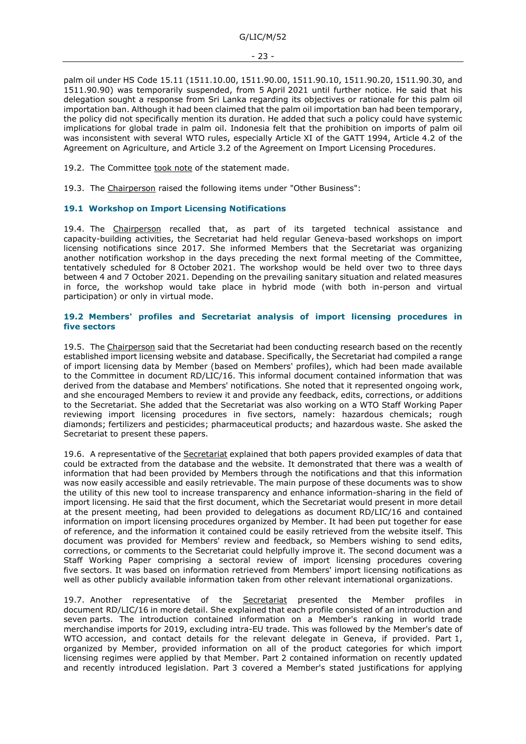palm oil under HS Code 15.11 (1511.10.00, 1511.90.00, 1511.90.10, 1511.90.20, 1511.90.30, and 1511.90.90) was temporarily suspended, from 5 April 2021 until further notice. He said that his delegation sought a response from Sri Lanka regarding its objectives or rationale for this palm oil importation ban. Although it had been claimed that the palm oil importation ban had been temporary, the policy did not specifically mention its duration. He added that such a policy could have systemic implications for global trade in palm oil. Indonesia felt that the prohibition on imports of palm oil was inconsistent with several WTO rules, especially Article XI of the GATT 1994, Article 4.2 of the Agreement on Agriculture, and Article 3.2 of the Agreement on Import Licensing Procedures.

19.2. The Committee took note of the statement made.

19.3. The Chairperson raised the following items under "Other Business":

### 19.1 Workshop on Import Licensing Notifications

19.4. The Chairperson recalled that, as part of its targeted technical assistance and capacity-building activities, the Secretariat had held regular Geneva-based workshops on import licensing notifications since 2017. She informed Members that the Secretariat was organizing another notification workshop in the days preceding the next formal meeting of the Committee, tentatively scheduled for 8 October 2021. The workshop would be held over two to three days between 4 and 7 October 2021. Depending on the prevailing sanitary situation and related measures in force, the workshop would take place in hybrid mode (with both in-person and virtual participation) or only in virtual mode.

### 19.2 Members' profiles and Secretariat analysis of import licensing procedures in five sectors

19.5. The Chairperson said that the Secretariat had been conducting research based on the recently established import licensing website and database. Specifically, the Secretariat had compiled a range of import licensing data by Member (based on Members' profiles), which had been made available to the Committee in document RD/LIC/16. This informal document contained information that was derived from the database and Members' notifications. She noted that it represented ongoing work, and she encouraged Members to review it and provide any feedback, edits, corrections, or additions to the Secretariat. She added that the Secretariat was also working on a WTO Staff Working Paper reviewing import licensing procedures in five sectors, namely: hazardous chemicals; rough diamonds; fertilizers and pesticides; pharmaceutical products; and hazardous waste. She asked the Secretariat to present these papers.

19.6. A representative of the Secretariat explained that both papers provided examples of data that could be extracted from the database and the website. It demonstrated that there was a wealth of information that had been provided by Members through the notifications and that this information was now easily accessible and easily retrievable. The main purpose of these documents was to show the utility of this new tool to increase transparency and enhance information-sharing in the field of import licensing. He said that the first document, which the Secretariat would present in more detail at the present meeting, had been provided to delegations as document RD/LIC/16 and contained information on import licensing procedures organized by Member. It had been put together for ease of reference, and the information it contained could be easily retrieved from the website itself. This document was provided for Members' review and feedback, so Members wishing to send edits, corrections, or comments to the Secretariat could helpfully improve it. The second document was a Staff Working Paper comprising a sectoral review of import licensing procedures covering five sectors. It was based on information retrieved from Members' import licensing notifications as well as other publicly available information taken from other relevant international organizations.

19.7. Another representative of the Secretariat presented the Member profiles in document RD/LIC/16 in more detail. She explained that each profile consisted of an introduction and seven parts. The introduction contained information on a Member's ranking in world trade merchandise imports for 2019, excluding intra-EU trade. This was followed by the Member's date of WTO accession, and contact details for the relevant delegate in Geneva, if provided. Part 1, organized by Member, provided information on all of the product categories for which import licensing regimes were applied by that Member. Part 2 contained information on recently updated and recently introduced legislation. Part 3 covered a Member's stated justifications for applying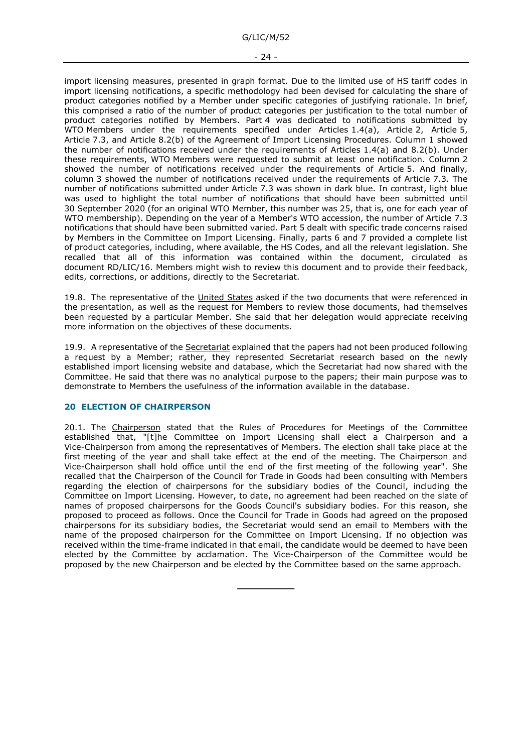import licensing measures, presented in graph format. Due to the limited use of HS tariff codes in import licensing notifications, a specific methodology had been devised for calculating the share of product categories notified by a Member under specific categories of justifying rationale. In brief, this comprised a ratio of the number of product categories per justification to the total number of product categories notified by Members. Part 4 was dedicated to notifications submitted by WTO Members under the requirements specified under Articles 1.4(a), Article 2, Article 5, Article 7.3, and Article 8.2(b) of the Agreement of Import Licensing Procedures. Column 1 showed the number of notifications received under the requirements of Articles 1.4(a) and 8.2(b). Under these requirements, WTO Members were requested to submit at least one notification. Column 2 showed the number of notifications received under the requirements of Article 5. And finally, column 3 showed the number of notifications received under the requirements of Article 7.3. The number of notifications submitted under Article 7.3 was shown in dark blue. In contrast, light blue was used to highlight the total number of notifications that should have been submitted until 30 September 2020 (for an original WTO Member, this number was 25, that is, one for each year of WTO membership). Depending on the year of a Member's WTO accession, the number of Article 7.3 notifications that should have been submitted varied. Part 5 dealt with specific trade concerns raised by Members in the Committee on Import Licensing. Finally, parts 6 and 7 provided a complete list of product categories, including, where available, the HS Codes, and all the relevant legislation. She recalled that all of this information was contained within the document, circulated as document RD/LIC/16. Members might wish to review this document and to provide their feedback, edits, corrections, or additions, directly to the Secretariat.

19.8. The representative of the United States asked if the two documents that were referenced in the presentation, as well as the request for Members to review those documents, had themselves been requested by a particular Member. She said that her delegation would appreciate receiving more information on the objectives of these documents.

19.9. A representative of the Secretariat explained that the papers had not been produced following a request by a Member; rather, they represented Secretariat research based on the newly established import licensing website and database, which the Secretariat had now shared with the Committee. He said that there was no analytical purpose to the papers; their main purpose was to demonstrate to Members the usefulness of the information available in the database.

## 20 ELECTION OF CHAIRPERSON

20.1. The Chairperson stated that the Rules of Procedures for Meetings of the Committee established that, "[t]he Committee on Import Licensing shall elect a Chairperson and a Vice-Chairperson from among the representatives of Members. The election shall take place at the first meeting of the year and shall take effect at the end of the meeting. The Chairperson and Vice-Chairperson shall hold office until the end of the first meeting of the following year". She recalled that the Chairperson of the Council for Trade in Goods had been consulting with Members regarding the election of chairpersons for the subsidiary bodies of the Council, including the Committee on Import Licensing. However, to date, no agreement had been reached on the slate of names of proposed chairpersons for the Goods Council's subsidiary bodies. For this reason, she proposed to proceed as follows. Once the Council for Trade in Goods had agreed on the proposed chairpersons for its subsidiary bodies, the Secretariat would send an email to Members with the name of the proposed chairperson for the Committee on Import Licensing. If no objection was received within the time-frame indicated in that email, the candidate would be deemed to have been elected by the Committee by acclamation. The Vice-Chairperson of the Committee would be proposed by the new Chairperson and be elected by the Committee based on the same approach.

__________